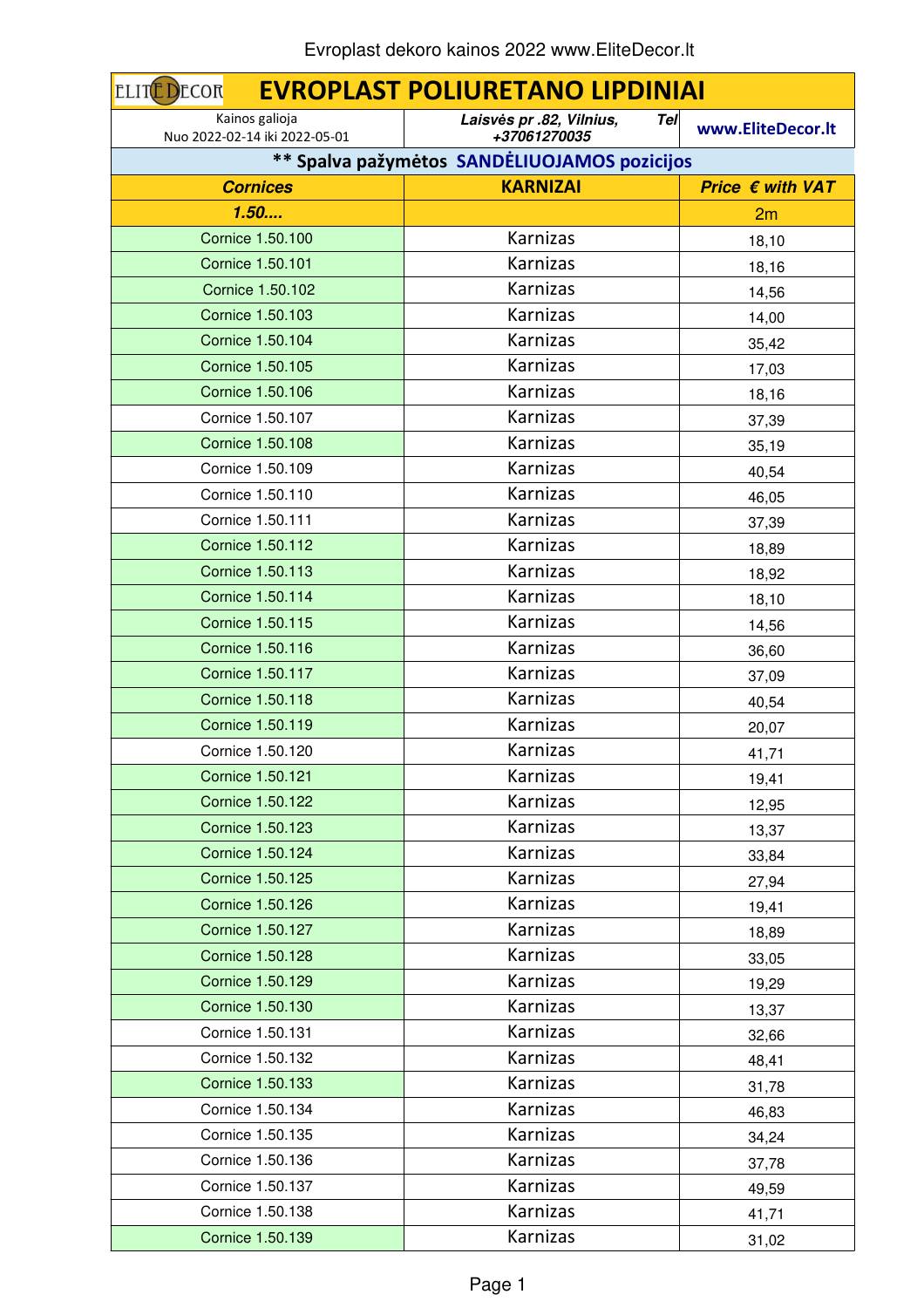Evroplast dekoro kainos 2022 www.EliteDecor.lt

# EVROPLAST POLIURETANO LIPDINIAI

| Kainos galioja Nuo 2022-02-14 iki 2022-05-01 | *Laisvės pr .82, Vilnius, Tel +37061270035* | **www.EliteDecor.lt** |
|---|---|---|

** Spalva pažymėtos **SANDĖLIUOJAMOS pozicijos**

| *Cornices* | KARNIZAI | *Price € with VAT* |
|---|---|---|
| *1.50....* | | 2m |
| Cornice 1.50.100 | Karnizas | 18,10 |
| Cornice 1.50.101 | Karnizas | 18,16 |
| Cornice 1.50.102 | Karnizas | 14,56 |
| Cornice 1.50.103 | Karnizas | 14,00 |
| Cornice 1.50.104 | Karnizas | 35,42 |
| Cornice 1.50.105 | Karnizas | 17,03 |
| Cornice 1.50.106 | Karnizas | 18,16 |
| Cornice 1.50.107 | Karnizas | 37,39 |
| Cornice 1.50.108 | Karnizas | 35,19 |
| Cornice 1.50.109 | Karnizas | 40,54 |
| Cornice 1.50.110 | Karnizas | 46,05 |
| Cornice 1.50.111 | Karnizas | 37,39 |
| Cornice 1.50.112 | Karnizas | 18,89 |
| Cornice 1.50.113 | Karnizas | 18,92 |
| Cornice 1.50.114 | Karnizas | 18,10 |
| Cornice 1.50.115 | Karnizas | 14,56 |
| Cornice 1.50.116 | Karnizas | 36,60 |
| Cornice 1.50.117 | Karnizas | 37,09 |
| Cornice 1.50.118 | Karnizas | 40,54 |
| Cornice 1.50.119 | Karnizas | 20,07 |
| Cornice 1.50.120 | Karnizas | 41,71 |
| Cornice 1.50.121 | Karnizas | 19,41 |
| Cornice 1.50.122 | Karnizas | 12,95 |
| Cornice 1.50.123 | Karnizas | 13,37 |
| Cornice 1.50.124 | Karnizas | 33,84 |
| Cornice 1.50.125 | Karnizas | 27,94 |
| Cornice 1.50.126 | Karnizas | 19,41 |
| Cornice 1.50.127 | Karnizas | 18,89 |
| Cornice 1.50.128 | Karnizas | 33,05 |
| Cornice 1.50.129 | Karnizas | 19,29 |
| Cornice 1.50.130 | Karnizas | 13,37 |
| Cornice 1.50.131 | Karnizas | 32,66 |
| Cornice 1.50.132 | Karnizas | 48,41 |
| Cornice 1.50.133 | Karnizas | 31,78 |
| Cornice 1.50.134 | Karnizas | 46,83 |
| Cornice 1.50.135 | Karnizas | 34,24 |
| Cornice 1.50.136 | Karnizas | 37,78 |
| Cornice 1.50.137 | Karnizas | 49,59 |
| Cornice 1.50.138 | Karnizas | 41,71 |
| Cornice 1.50.139 | Karnizas | 31,02 |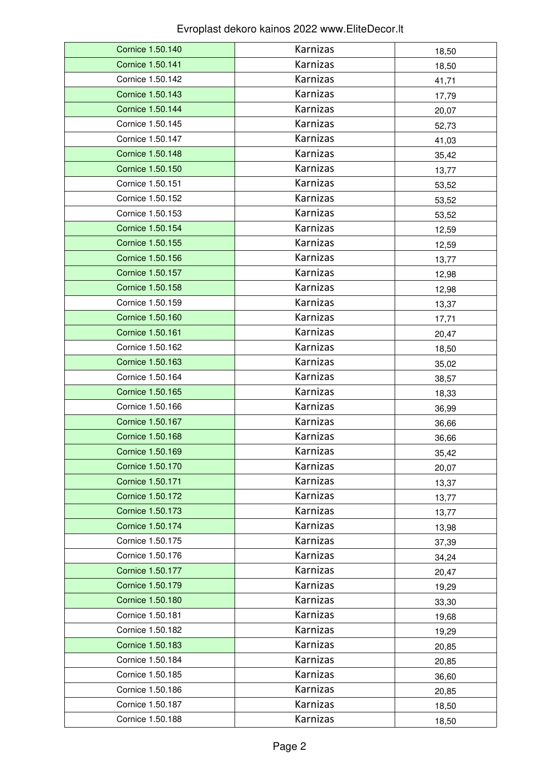| Cornice 1.50.140 | Karnizas | 18,50 |
|---|---|---|
| Cornice 1.50.141 | Karnizas | 18,50 |
| Cornice 1.50.142 | Karnizas | 41,71 |
| Cornice 1.50.143 | Karnizas | 17,79 |
| Cornice 1.50.144 | Karnizas | 20,07 |
| Cornice 1.50.145 | Karnizas | 52,73 |
| Cornice 1.50.147 | Karnizas | 41,03 |
| Cornice 1.50.148 | Karnizas | 35,42 |
| Cornice 1.50.150 | Karnizas | 13,77 |
| Cornice 1.50.151 | Karnizas | 53,52 |
| Cornice 1.50.152 | Karnizas | 53,52 |
| Cornice 1.50.153 | Karnizas | 53,52 |
| Cornice 1.50.154 | Karnizas | 12,59 |
| Cornice 1.50.155 | Karnizas | 12,59 |
| Cornice 1.50.156 | Karnizas | 13,77 |
| Cornice 1.50.157 | Karnizas | 12,98 |
| Cornice 1.50.158 | Karnizas | 12,98 |
| Cornice 1.50.159 | Karnizas | 13,37 |
| Cornice 1.50.160 | Karnizas | 17,71 |
| Cornice 1.50.161 | Karnizas | 20,47 |
| Cornice 1.50.162 | Karnizas | 18,50 |
| Cornice 1.50.163 | Karnizas | 35,02 |
| Cornice 1.50.164 | Karnizas | 38,57 |
| Cornice 1.50.165 | Karnizas | 18,33 |
| Cornice 1.50.166 | Karnizas | 36,99 |
| Cornice 1.50.167 | Karnizas | 36,66 |
| Cornice 1.50.168 | Karnizas | 36,66 |
| Cornice 1.50.169 | Karnizas | 35,42 |
| Cornice 1.50.170 | Karnizas | 20,07 |
| Cornice 1.50.171 | Karnizas | 13,37 |
| Cornice 1.50.172 | Karnizas | 13,77 |
| Cornice 1.50.173 | Karnizas | 13,77 |
| Cornice 1.50.174 | Karnizas | 13,98 |
| Cornice 1.50.175 | Karnizas | 37,39 |
| Cornice 1.50.176 | Karnizas | 34,24 |
| Cornice 1.50.177 | Karnizas | 20,47 |
| Cornice 1.50.179 | Karnizas | 19,29 |
| Cornice 1.50.180 | Karnizas | 33,30 |
| Cornice 1.50.181 | Karnizas | 19,68 |
| Cornice 1.50.182 | Karnizas | 19,29 |
| Cornice 1.50.183 | Karnizas | 20,85 |
| Cornice 1.50.184 | Karnizas | 20,85 |
| Cornice 1.50.185 | Karnizas | 36,60 |
| Cornice 1.50.186 | Karnizas | 20,85 |
| Cornice 1.50.187 | Karnizas | 18,50 |
| Cornice 1.50.188 | Karnizas | 18,50 |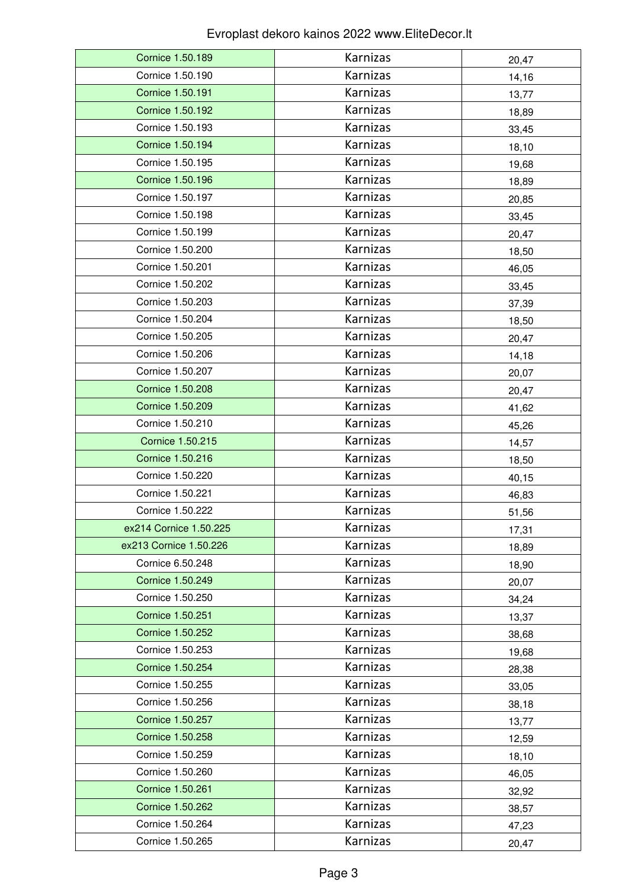| Cornice 1.50.189 | Karnizas | 20,47 |
| --- | --- | --- |
| Cornice 1.50.190 | Karnizas | 14,16 |
| Cornice 1.50.191 | Karnizas | 13,77 |
| Cornice 1.50.192 | Karnizas | 18,89 |
| Cornice 1.50.193 | Karnizas | 33,45 |
| Cornice 1.50.194 | Karnizas | 18,10 |
| Cornice 1.50.195 | Karnizas | 19,68 |
| Cornice 1.50.196 | Karnizas | 18,89 |
| Cornice 1.50.197 | Karnizas | 20,85 |
| Cornice 1.50.198 | Karnizas | 33,45 |
| Cornice 1.50.199 | Karnizas | 20,47 |
| Cornice 1.50.200 | Karnizas | 18,50 |
| Cornice 1.50.201 | Karnizas | 46,05 |
| Cornice 1.50.202 | Karnizas | 33,45 |
| Cornice 1.50.203 | Karnizas | 37,39 |
| Cornice 1.50.204 | Karnizas | 18,50 |
| Cornice 1.50.205 | Karnizas | 20,47 |
| Cornice 1.50.206 | Karnizas | 14,18 |
| Cornice 1.50.207 | Karnizas | 20,07 |
| Cornice 1.50.208 | Karnizas | 20,47 |
| Cornice 1.50.209 | Karnizas | 41,62 |
| Cornice 1.50.210 | Karnizas | 45,26 |
| Cornice 1.50.215 | Karnizas | 14,57 |
| Cornice 1.50.216 | Karnizas | 18,50 |
| Cornice 1.50.220 | Karnizas | 40,15 |
| Cornice 1.50.221 | Karnizas | 46,83 |
| Cornice 1.50.222 | Karnizas | 51,56 |
| ex214 Cornice 1.50.225 | Karnizas | 17,31 |
| ex213 Cornice 1.50.226 | Karnizas | 18,89 |
| Cornice 6.50.248 | Karnizas | 18,90 |
| Cornice 1.50.249 | Karnizas | 20,07 |
| Cornice 1.50.250 | Karnizas | 34,24 |
| Cornice 1.50.251 | Karnizas | 13,37 |
| Cornice 1.50.252 | Karnizas | 38,68 |
| Cornice 1.50.253 | Karnizas | 19,68 |
| Cornice 1.50.254 | Karnizas | 28,38 |
| Cornice 1.50.255 | Karnizas | 33,05 |
| Cornice 1.50.256 | Karnizas | 38,18 |
| Cornice 1.50.257 | Karnizas | 13,77 |
| Cornice 1.50.258 | Karnizas | 12,59 |
| Cornice 1.50.259 | Karnizas | 18,10 |
| Cornice 1.50.260 | Karnizas | 46,05 |
| Cornice 1.50.261 | Karnizas | 32,92 |
| Cornice 1.50.262 | Karnizas | 38,57 |
| Cornice 1.50.264 | Karnizas | 47,23 |
| Cornice 1.50.265 | Karnizas | 20,47 |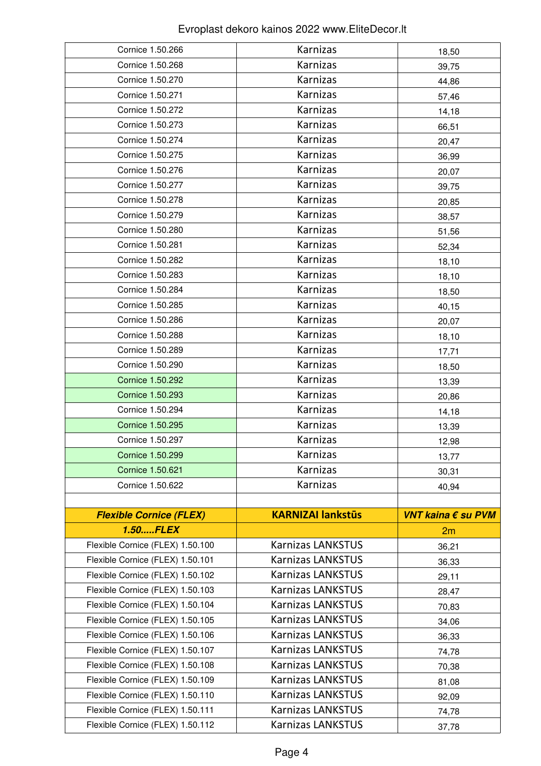Evroplast dekoro kainos 2022 www.EliteDecor.lt

| | | |
|---|---|---|
| Cornice 1.50.266 | Karnizas | 18,50 |
| Cornice 1.50.268 | Karnizas | 39,75 |
| Cornice 1.50.270 | Karnizas | 44,86 |
| Cornice 1.50.271 | Karnizas | 57,46 |
| Cornice 1.50.272 | Karnizas | 14,18 |
| Cornice 1.50.273 | Karnizas | 66,51 |
| Cornice 1.50.274 | Karnizas | 20,47 |
| Cornice 1.50.275 | Karnizas | 36,99 |
| Cornice 1.50.276 | Karnizas | 20,07 |
| Cornice 1.50.277 | Karnizas | 39,75 |
| Cornice 1.50.278 | Karnizas | 20,85 |
| Cornice 1.50.279 | Karnizas | 38,57 |
| Cornice 1.50.280 | Karnizas | 51,56 |
| Cornice 1.50.281 | Karnizas | 52,34 |
| Cornice 1.50.282 | Karnizas | 18,10 |
| Cornice 1.50.283 | Karnizas | 18,10 |
| Cornice 1.50.284 | Karnizas | 18,50 |
| Cornice 1.50.285 | Karnizas | 40,15 |
| Cornice 1.50.286 | Karnizas | 20,07 |
| Cornice 1.50.288 | Karnizas | 18,10 |
| Cornice 1.50.289 | Karnizas | 17,71 |
| Cornice 1.50.290 | Karnizas | 18,50 |
| Cornice 1.50.292 | Karnizas | 13,39 |
| Cornice 1.50.293 | Karnizas | 20,86 |
| Cornice 1.50.294 | Karnizas | 14,18 |
| Cornice 1.50.295 | Karnizas | 13,39 |
| Cornice 1.50.297 | Karnizas | 12,98 |
| Cornice 1.50.299 | Karnizas | 13,77 |
| Cornice 1.50.621 | Karnizas | 30,31 |
| Cornice 1.50.622 | Karnizas | 40,94 |
| | | |
| ***Flexible Cornice (FLEX)*** | **KARNIZAI lankstūs** | ***VNT kaina € su PVM*** |
| ***1.50.....FLEX*** | | 2m |
| Flexible Cornice (FLEX) 1.50.100 | Karnizas LANKSTUS | 36,21 |
| Flexible Cornice (FLEX) 1.50.101 | Karnizas LANKSTUS | 36,33 |
| Flexible Cornice (FLEX) 1.50.102 | Karnizas LANKSTUS | 29,11 |
| Flexible Cornice (FLEX) 1.50.103 | Karnizas LANKSTUS | 28,47 |
| Flexible Cornice (FLEX) 1.50.104 | Karnizas LANKSTUS | 70,83 |
| Flexible Cornice (FLEX) 1.50.105 | Karnizas LANKSTUS | 34,06 |
| Flexible Cornice (FLEX) 1.50.106 | Karnizas LANKSTUS | 36,33 |
| Flexible Cornice (FLEX) 1.50.107 | Karnizas LANKSTUS | 74,78 |
| Flexible Cornice (FLEX) 1.50.108 | Karnizas LANKSTUS | 70,38 |
| Flexible Cornice (FLEX) 1.50.109 | Karnizas LANKSTUS | 81,08 |
| Flexible Cornice (FLEX) 1.50.110 | Karnizas LANKSTUS | 92,09 |
| Flexible Cornice (FLEX) 1.50.111 | Karnizas LANKSTUS | 74,78 |
| Flexible Cornice (FLEX) 1.50.112 | Karnizas LANKSTUS | 37,78 |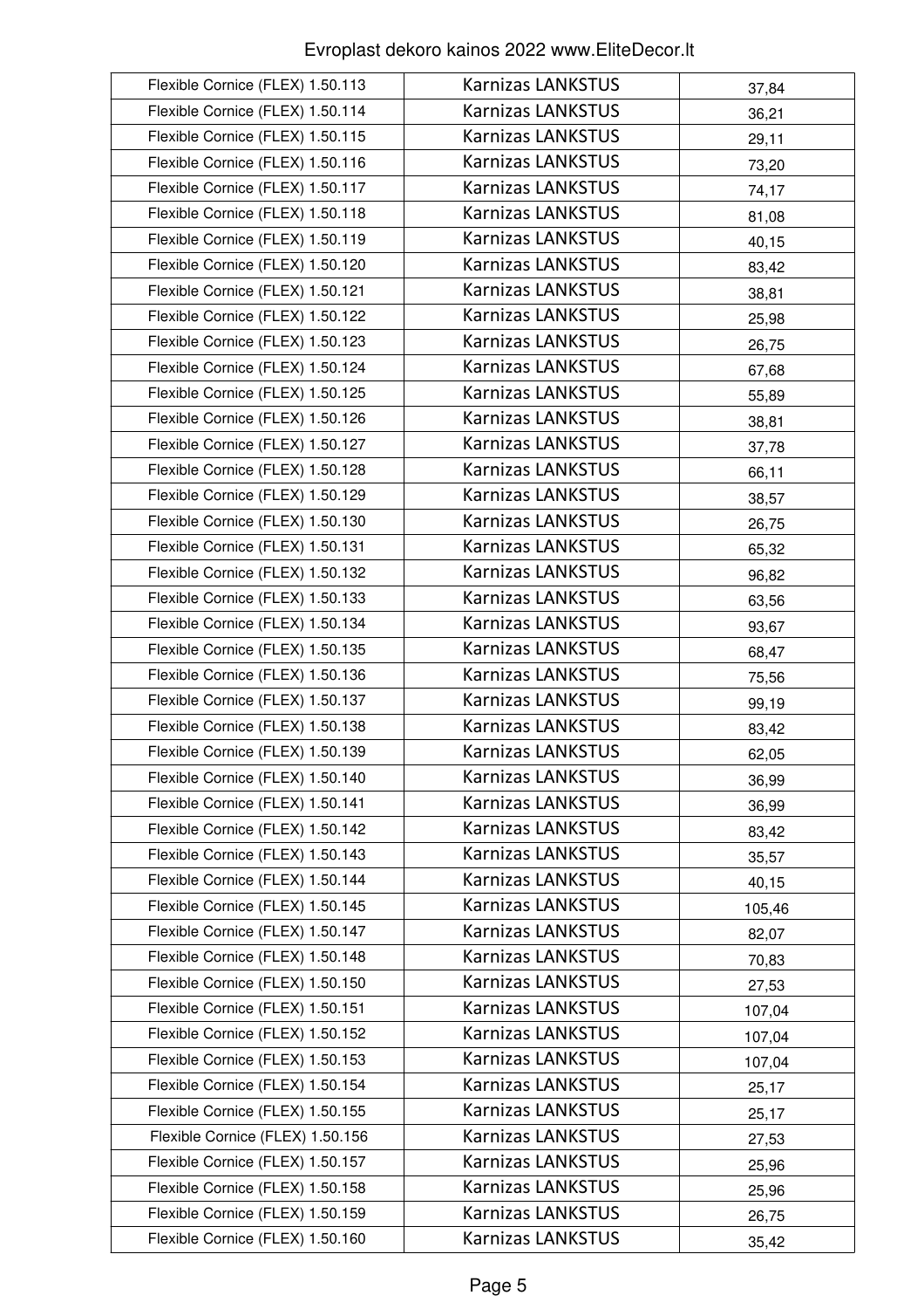| Flexible Cornice (FLEX) 1.50.113 | Karnizas LANKSTUS | 37,84 |
|---|---|---|
| Flexible Cornice (FLEX) 1.50.114 | Karnizas LANKSTUS | 36,21 |
| Flexible Cornice (FLEX) 1.50.115 | Karnizas LANKSTUS | 29,11 |
| Flexible Cornice (FLEX) 1.50.116 | Karnizas LANKSTUS | 73,20 |
| Flexible Cornice (FLEX) 1.50.117 | Karnizas LANKSTUS | 74,17 |
| Flexible Cornice (FLEX) 1.50.118 | Karnizas LANKSTUS | 81,08 |
| Flexible Cornice (FLEX) 1.50.119 | Karnizas LANKSTUS | 40,15 |
| Flexible Cornice (FLEX) 1.50.120 | Karnizas LANKSTUS | 83,42 |
| Flexible Cornice (FLEX) 1.50.121 | Karnizas LANKSTUS | 38,81 |
| Flexible Cornice (FLEX) 1.50.122 | Karnizas LANKSTUS | 25,98 |
| Flexible Cornice (FLEX) 1.50.123 | Karnizas LANKSTUS | 26,75 |
| Flexible Cornice (FLEX) 1.50.124 | Karnizas LANKSTUS | 67,68 |
| Flexible Cornice (FLEX) 1.50.125 | Karnizas LANKSTUS | 55,89 |
| Flexible Cornice (FLEX) 1.50.126 | Karnizas LANKSTUS | 38,81 |
| Flexible Cornice (FLEX) 1.50.127 | Karnizas LANKSTUS | 37,78 |
| Flexible Cornice (FLEX) 1.50.128 | Karnizas LANKSTUS | 66,11 |
| Flexible Cornice (FLEX) 1.50.129 | Karnizas LANKSTUS | 38,57 |
| Flexible Cornice (FLEX) 1.50.130 | Karnizas LANKSTUS | 26,75 |
| Flexible Cornice (FLEX) 1.50.131 | Karnizas LANKSTUS | 65,32 |
| Flexible Cornice (FLEX) 1.50.132 | Karnizas LANKSTUS | 96,82 |
| Flexible Cornice (FLEX) 1.50.133 | Karnizas LANKSTUS | 63,56 |
| Flexible Cornice (FLEX) 1.50.134 | Karnizas LANKSTUS | 93,67 |
| Flexible Cornice (FLEX) 1.50.135 | Karnizas LANKSTUS | 68,47 |
| Flexible Cornice (FLEX) 1.50.136 | Karnizas LANKSTUS | 75,56 |
| Flexible Cornice (FLEX) 1.50.137 | Karnizas LANKSTUS | 99,19 |
| Flexible Cornice (FLEX) 1.50.138 | Karnizas LANKSTUS | 83,42 |
| Flexible Cornice (FLEX) 1.50.139 | Karnizas LANKSTUS | 62,05 |
| Flexible Cornice (FLEX) 1.50.140 | Karnizas LANKSTUS | 36,99 |
| Flexible Cornice (FLEX) 1.50.141 | Karnizas LANKSTUS | 36,99 |
| Flexible Cornice (FLEX) 1.50.142 | Karnizas LANKSTUS | 83,42 |
| Flexible Cornice (FLEX) 1.50.143 | Karnizas LANKSTUS | 35,57 |
| Flexible Cornice (FLEX) 1.50.144 | Karnizas LANKSTUS | 40,15 |
| Flexible Cornice (FLEX) 1.50.145 | Karnizas LANKSTUS | 105,46 |
| Flexible Cornice (FLEX) 1.50.147 | Karnizas LANKSTUS | 82,07 |
| Flexible Cornice (FLEX) 1.50.148 | Karnizas LANKSTUS | 70,83 |
| Flexible Cornice (FLEX) 1.50.150 | Karnizas LANKSTUS | 27,53 |
| Flexible Cornice (FLEX) 1.50.151 | Karnizas LANKSTUS | 107,04 |
| Flexible Cornice (FLEX) 1.50.152 | Karnizas LANKSTUS | 107,04 |
| Flexible Cornice (FLEX) 1.50.153 | Karnizas LANKSTUS | 107,04 |
| Flexible Cornice (FLEX) 1.50.154 | Karnizas LANKSTUS | 25,17 |
| Flexible Cornice (FLEX) 1.50.155 | Karnizas LANKSTUS | 25,17 |
| Flexible Cornice (FLEX) 1.50.156 | Karnizas LANKSTUS | 27,53 |
| Flexible Cornice (FLEX) 1.50.157 | Karnizas LANKSTUS | 25,96 |
| Flexible Cornice (FLEX) 1.50.158 | Karnizas LANKSTUS | 25,96 |
| Flexible Cornice (FLEX) 1.50.159 | Karnizas LANKSTUS | 26,75 |
| Flexible Cornice (FLEX) 1.50.160 | Karnizas LANKSTUS | 35,42 |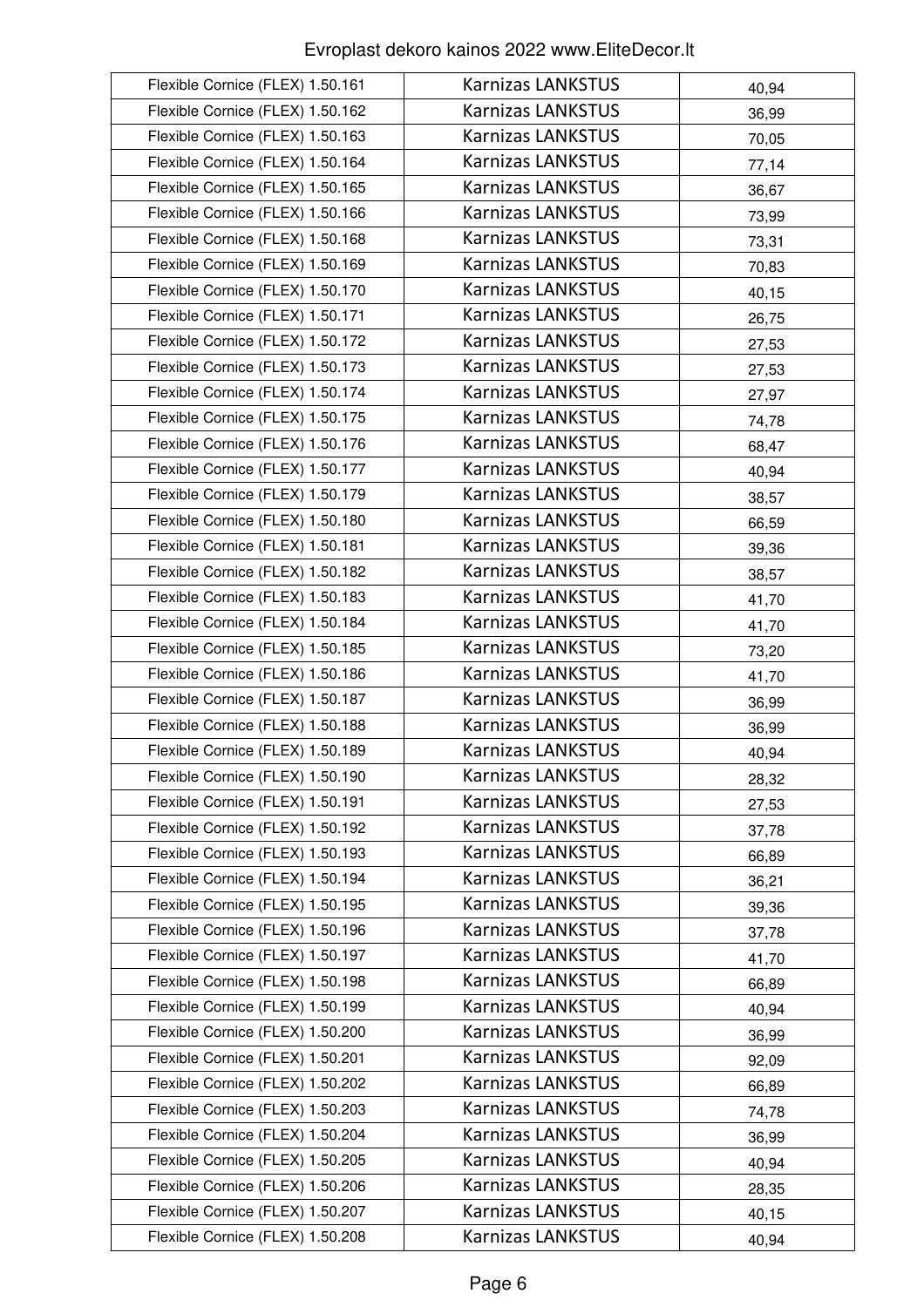| Flexible Cornice (FLEX) 1.50.161 | Karnizas LANKSTUS | 40,94 |
|---|---|---|
| Flexible Cornice (FLEX) 1.50.162 | Karnizas LANKSTUS | 36,99 |
| Flexible Cornice (FLEX) 1.50.163 | Karnizas LANKSTUS | 70,05 |
| Flexible Cornice (FLEX) 1.50.164 | Karnizas LANKSTUS | 77,14 |
| Flexible Cornice (FLEX) 1.50.165 | Karnizas LANKSTUS | 36,67 |
| Flexible Cornice (FLEX) 1.50.166 | Karnizas LANKSTUS | 73,99 |
| Flexible Cornice (FLEX) 1.50.168 | Karnizas LANKSTUS | 73,31 |
| Flexible Cornice (FLEX) 1.50.169 | Karnizas LANKSTUS | 70,83 |
| Flexible Cornice (FLEX) 1.50.170 | Karnizas LANKSTUS | 40,15 |
| Flexible Cornice (FLEX) 1.50.171 | Karnizas LANKSTUS | 26,75 |
| Flexible Cornice (FLEX) 1.50.172 | Karnizas LANKSTUS | 27,53 |
| Flexible Cornice (FLEX) 1.50.173 | Karnizas LANKSTUS | 27,53 |
| Flexible Cornice (FLEX) 1.50.174 | Karnizas LANKSTUS | 27,97 |
| Flexible Cornice (FLEX) 1.50.175 | Karnizas LANKSTUS | 74,78 |
| Flexible Cornice (FLEX) 1.50.176 | Karnizas LANKSTUS | 68,47 |
| Flexible Cornice (FLEX) 1.50.177 | Karnizas LANKSTUS | 40,94 |
| Flexible Cornice (FLEX) 1.50.179 | Karnizas LANKSTUS | 38,57 |
| Flexible Cornice (FLEX) 1.50.180 | Karnizas LANKSTUS | 66,59 |
| Flexible Cornice (FLEX) 1.50.181 | Karnizas LANKSTUS | 39,36 |
| Flexible Cornice (FLEX) 1.50.182 | Karnizas LANKSTUS | 38,57 |
| Flexible Cornice (FLEX) 1.50.183 | Karnizas LANKSTUS | 41,70 |
| Flexible Cornice (FLEX) 1.50.184 | Karnizas LANKSTUS | 41,70 |
| Flexible Cornice (FLEX) 1.50.185 | Karnizas LANKSTUS | 73,20 |
| Flexible Cornice (FLEX) 1.50.186 | Karnizas LANKSTUS | 41,70 |
| Flexible Cornice (FLEX) 1.50.187 | Karnizas LANKSTUS | 36,99 |
| Flexible Cornice (FLEX) 1.50.188 | Karnizas LANKSTUS | 36,99 |
| Flexible Cornice (FLEX) 1.50.189 | Karnizas LANKSTUS | 40,94 |
| Flexible Cornice (FLEX) 1.50.190 | Karnizas LANKSTUS | 28,32 |
| Flexible Cornice (FLEX) 1.50.191 | Karnizas LANKSTUS | 27,53 |
| Flexible Cornice (FLEX) 1.50.192 | Karnizas LANKSTUS | 37,78 |
| Flexible Cornice (FLEX) 1.50.193 | Karnizas LANKSTUS | 66,89 |
| Flexible Cornice (FLEX) 1.50.194 | Karnizas LANKSTUS | 36,21 |
| Flexible Cornice (FLEX) 1.50.195 | Karnizas LANKSTUS | 39,36 |
| Flexible Cornice (FLEX) 1.50.196 | Karnizas LANKSTUS | 37,78 |
| Flexible Cornice (FLEX) 1.50.197 | Karnizas LANKSTUS | 41,70 |
| Flexible Cornice (FLEX) 1.50.198 | Karnizas LANKSTUS | 66,89 |
| Flexible Cornice (FLEX) 1.50.199 | Karnizas LANKSTUS | 40,94 |
| Flexible Cornice (FLEX) 1.50.200 | Karnizas LANKSTUS | 36,99 |
| Flexible Cornice (FLEX) 1.50.201 | Karnizas LANKSTUS | 92,09 |
| Flexible Cornice (FLEX) 1.50.202 | Karnizas LANKSTUS | 66,89 |
| Flexible Cornice (FLEX) 1.50.203 | Karnizas LANKSTUS | 74,78 |
| Flexible Cornice (FLEX) 1.50.204 | Karnizas LANKSTUS | 36,99 |
| Flexible Cornice (FLEX) 1.50.205 | Karnizas LANKSTUS | 40,94 |
| Flexible Cornice (FLEX) 1.50.206 | Karnizas LANKSTUS | 28,35 |
| Flexible Cornice (FLEX) 1.50.207 | Karnizas LANKSTUS | 40,15 |
| Flexible Cornice (FLEX) 1.50.208 | Karnizas LANKSTUS | 40,94 |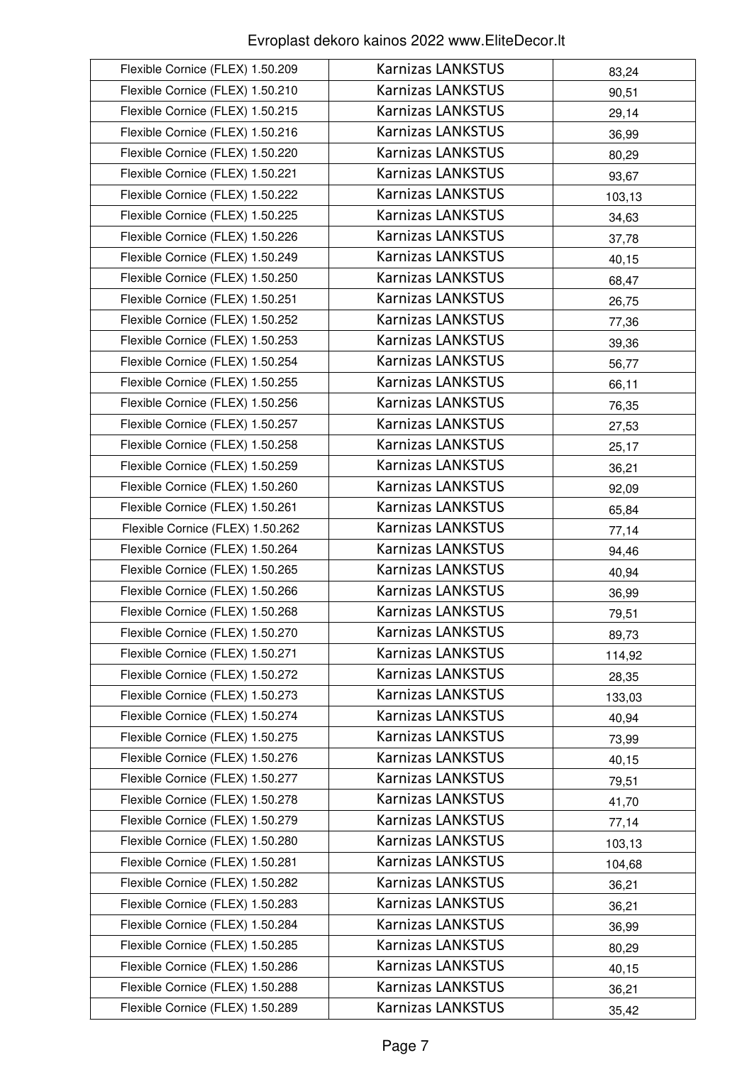| Flexible Cornice (FLEX) 1.50.209 | Karnizas LANKSTUS | 83,24 |
|---|---|---|
| Flexible Cornice (FLEX) 1.50.210 | Karnizas LANKSTUS | 90,51 |
| Flexible Cornice (FLEX) 1.50.215 | Karnizas LANKSTUS | 29,14 |
| Flexible Cornice (FLEX) 1.50.216 | Karnizas LANKSTUS | 36,99 |
| Flexible Cornice (FLEX) 1.50.220 | Karnizas LANKSTUS | 80,29 |
| Flexible Cornice (FLEX) 1.50.221 | Karnizas LANKSTUS | 93,67 |
| Flexible Cornice (FLEX) 1.50.222 | Karnizas LANKSTUS | 103,13 |
| Flexible Cornice (FLEX) 1.50.225 | Karnizas LANKSTUS | 34,63 |
| Flexible Cornice (FLEX) 1.50.226 | Karnizas LANKSTUS | 37,78 |
| Flexible Cornice (FLEX) 1.50.249 | Karnizas LANKSTUS | 40,15 |
| Flexible Cornice (FLEX) 1.50.250 | Karnizas LANKSTUS | 68,47 |
| Flexible Cornice (FLEX) 1.50.251 | Karnizas LANKSTUS | 26,75 |
| Flexible Cornice (FLEX) 1.50.252 | Karnizas LANKSTUS | 77,36 |
| Flexible Cornice (FLEX) 1.50.253 | Karnizas LANKSTUS | 39,36 |
| Flexible Cornice (FLEX) 1.50.254 | Karnizas LANKSTUS | 56,77 |
| Flexible Cornice (FLEX) 1.50.255 | Karnizas LANKSTUS | 66,11 |
| Flexible Cornice (FLEX) 1.50.256 | Karnizas LANKSTUS | 76,35 |
| Flexible Cornice (FLEX) 1.50.257 | Karnizas LANKSTUS | 27,53 |
| Flexible Cornice (FLEX) 1.50.258 | Karnizas LANKSTUS | 25,17 |
| Flexible Cornice (FLEX) 1.50.259 | Karnizas LANKSTUS | 36,21 |
| Flexible Cornice (FLEX) 1.50.260 | Karnizas LANKSTUS | 92,09 |
| Flexible Cornice (FLEX) 1.50.261 | Karnizas LANKSTUS | 65,84 |
| Flexible Cornice (FLEX) 1.50.262 | Karnizas LANKSTUS | 77,14 |
| Flexible Cornice (FLEX) 1.50.264 | Karnizas LANKSTUS | 94,46 |
| Flexible Cornice (FLEX) 1.50.265 | Karnizas LANKSTUS | 40,94 |
| Flexible Cornice (FLEX) 1.50.266 | Karnizas LANKSTUS | 36,99 |
| Flexible Cornice (FLEX) 1.50.268 | Karnizas LANKSTUS | 79,51 |
| Flexible Cornice (FLEX) 1.50.270 | Karnizas LANKSTUS | 89,73 |
| Flexible Cornice (FLEX) 1.50.271 | Karnizas LANKSTUS | 114,92 |
| Flexible Cornice (FLEX) 1.50.272 | Karnizas LANKSTUS | 28,35 |
| Flexible Cornice (FLEX) 1.50.273 | Karnizas LANKSTUS | 133,03 |
| Flexible Cornice (FLEX) 1.50.274 | Karnizas LANKSTUS | 40,94 |
| Flexible Cornice (FLEX) 1.50.275 | Karnizas LANKSTUS | 73,99 |
| Flexible Cornice (FLEX) 1.50.276 | Karnizas LANKSTUS | 40,15 |
| Flexible Cornice (FLEX) 1.50.277 | Karnizas LANKSTUS | 79,51 |
| Flexible Cornice (FLEX) 1.50.278 | Karnizas LANKSTUS | 41,70 |
| Flexible Cornice (FLEX) 1.50.279 | Karnizas LANKSTUS | 77,14 |
| Flexible Cornice (FLEX) 1.50.280 | Karnizas LANKSTUS | 103,13 |
| Flexible Cornice (FLEX) 1.50.281 | Karnizas LANKSTUS | 104,68 |
| Flexible Cornice (FLEX) 1.50.282 | Karnizas LANKSTUS | 36,21 |
| Flexible Cornice (FLEX) 1.50.283 | Karnizas LANKSTUS | 36,21 |
| Flexible Cornice (FLEX) 1.50.284 | Karnizas LANKSTUS | 36,99 |
| Flexible Cornice (FLEX) 1.50.285 | Karnizas LANKSTUS | 80,29 |
| Flexible Cornice (FLEX) 1.50.286 | Karnizas LANKSTUS | 40,15 |
| Flexible Cornice (FLEX) 1.50.288 | Karnizas LANKSTUS | 36,21 |
| Flexible Cornice (FLEX) 1.50.289 | Karnizas LANKSTUS | 35,42 |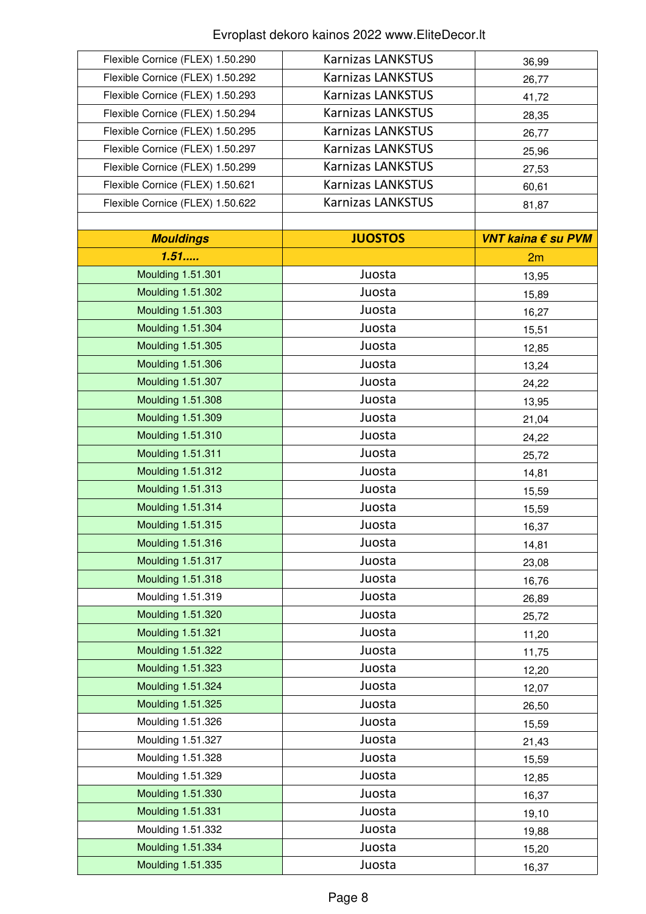| | | |
|---|---|---|
| Flexible Cornice (FLEX) 1.50.290 | Karnizas LANKSTUS | 36,99 |
| Flexible Cornice (FLEX) 1.50.292 | Karnizas LANKSTUS | 26,77 |
| Flexible Cornice (FLEX) 1.50.293 | Karnizas LANKSTUS | 41,72 |
| Flexible Cornice (FLEX) 1.50.294 | Karnizas LANKSTUS | 28,35 |
| Flexible Cornice (FLEX) 1.50.295 | Karnizas LANKSTUS | 26,77 |
| Flexible Cornice (FLEX) 1.50.297 | Karnizas LANKSTUS | 25,96 |
| Flexible Cornice (FLEX) 1.50.299 | Karnizas LANKSTUS | 27,53 |
| Flexible Cornice (FLEX) 1.50.621 | Karnizas LANKSTUS | 60,61 |
| Flexible Cornice (FLEX) 1.50.622 | Karnizas LANKSTUS | 81,87 |
| | | |
| ***Mouldings*** | **JUOSTOS** | ***VNT kaina € su PVM*** |
| ***1.51.....*** | | 2m |
| Moulding 1.51.301 | Juosta | 13,95 |
| Moulding 1.51.302 | Juosta | 15,89 |
| Moulding 1.51.303 | Juosta | 16,27 |
| Moulding 1.51.304 | Juosta | 15,51 |
| Moulding 1.51.305 | Juosta | 12,85 |
| Moulding 1.51.306 | Juosta | 13,24 |
| Moulding 1.51.307 | Juosta | 24,22 |
| Moulding 1.51.308 | Juosta | 13,95 |
| Moulding 1.51.309 | Juosta | 21,04 |
| Moulding 1.51.310 | Juosta | 24,22 |
| Moulding 1.51.311 | Juosta | 25,72 |
| Moulding 1.51.312 | Juosta | 14,81 |
| Moulding 1.51.313 | Juosta | 15,59 |
| Moulding 1.51.314 | Juosta | 15,59 |
| Moulding 1.51.315 | Juosta | 16,37 |
| Moulding 1.51.316 | Juosta | 14,81 |
| Moulding 1.51.317 | Juosta | 23,08 |
| Moulding 1.51.318 | Juosta | 16,76 |
| Moulding 1.51.319 | Juosta | 26,89 |
| Moulding 1.51.320 | Juosta | 25,72 |
| Moulding 1.51.321 | Juosta | 11,20 |
| Moulding 1.51.322 | Juosta | 11,75 |
| Moulding 1.51.323 | Juosta | 12,20 |
| Moulding 1.51.324 | Juosta | 12,07 |
| Moulding 1.51.325 | Juosta | 26,50 |
| Moulding 1.51.326 | Juosta | 15,59 |
| Moulding 1.51.327 | Juosta | 21,43 |
| Moulding 1.51.328 | Juosta | 15,59 |
| Moulding 1.51.329 | Juosta | 12,85 |
| Moulding 1.51.330 | Juosta | 16,37 |
| Moulding 1.51.331 | Juosta | 19,10 |
| Moulding 1.51.332 | Juosta | 19,88 |
| Moulding 1.51.334 | Juosta | 15,20 |
| Moulding 1.51.335 | Juosta | 16,37 |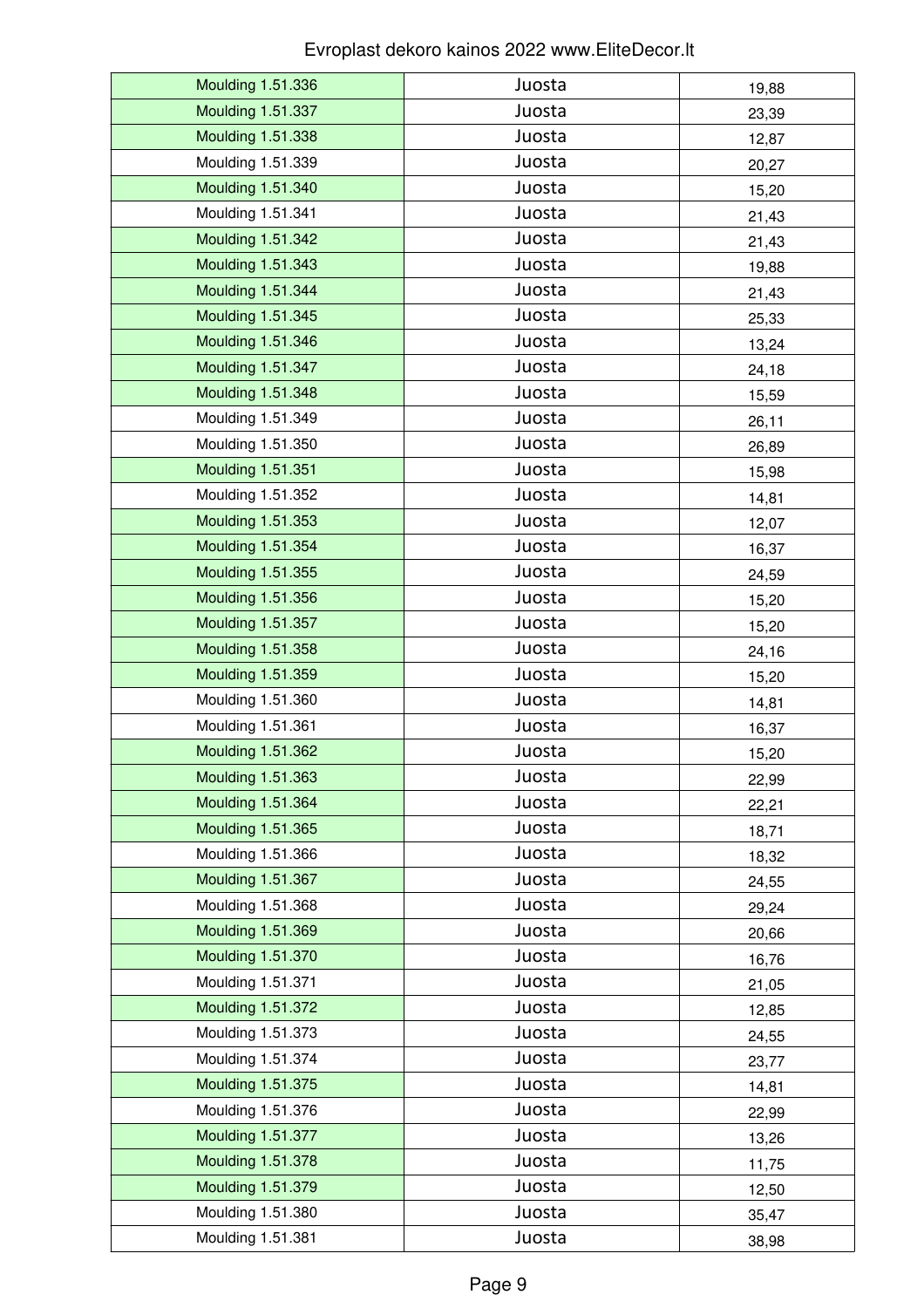| | | |
|---|---|---|
| Moulding 1.51.336 | Juosta | 19,88 |
| Moulding 1.51.337 | Juosta | 23,39 |
| Moulding 1.51.338 | Juosta | 12,87 |
| Moulding 1.51.339 | Juosta | 20,27 |
| Moulding 1.51.340 | Juosta | 15,20 |
| Moulding 1.51.341 | Juosta | 21,43 |
| Moulding 1.51.342 | Juosta | 21,43 |
| Moulding 1.51.343 | Juosta | 19,88 |
| Moulding 1.51.344 | Juosta | 21,43 |
| Moulding 1.51.345 | Juosta | 25,33 |
| Moulding 1.51.346 | Juosta | 13,24 |
| Moulding 1.51.347 | Juosta | 24,18 |
| Moulding 1.51.348 | Juosta | 15,59 |
| Moulding 1.51.349 | Juosta | 26,11 |
| Moulding 1.51.350 | Juosta | 26,89 |
| Moulding 1.51.351 | Juosta | 15,98 |
| Moulding 1.51.352 | Juosta | 14,81 |
| Moulding 1.51.353 | Juosta | 12,07 |
| Moulding 1.51.354 | Juosta | 16,37 |
| Moulding 1.51.355 | Juosta | 24,59 |
| Moulding 1.51.356 | Juosta | 15,20 |
| Moulding 1.51.357 | Juosta | 15,20 |
| Moulding 1.51.358 | Juosta | 24,16 |
| Moulding 1.51.359 | Juosta | 15,20 |
| Moulding 1.51.360 | Juosta | 14,81 |
| Moulding 1.51.361 | Juosta | 16,37 |
| Moulding 1.51.362 | Juosta | 15,20 |
| Moulding 1.51.363 | Juosta | 22,99 |
| Moulding 1.51.364 | Juosta | 22,21 |
| Moulding 1.51.365 | Juosta | 18,71 |
| Moulding 1.51.366 | Juosta | 18,32 |
| Moulding 1.51.367 | Juosta | 24,55 |
| Moulding 1.51.368 | Juosta | 29,24 |
| Moulding 1.51.369 | Juosta | 20,66 |
| Moulding 1.51.370 | Juosta | 16,76 |
| Moulding 1.51.371 | Juosta | 21,05 |
| Moulding 1.51.372 | Juosta | 12,85 |
| Moulding 1.51.373 | Juosta | 24,55 |
| Moulding 1.51.374 | Juosta | 23,77 |
| Moulding 1.51.375 | Juosta | 14,81 |
| Moulding 1.51.376 | Juosta | 22,99 |
| Moulding 1.51.377 | Juosta | 13,26 |
| Moulding 1.51.378 | Juosta | 11,75 |
| Moulding 1.51.379 | Juosta | 12,50 |
| Moulding 1.51.380 | Juosta | 35,47 |
| Moulding 1.51.381 | Juosta | 38,98 |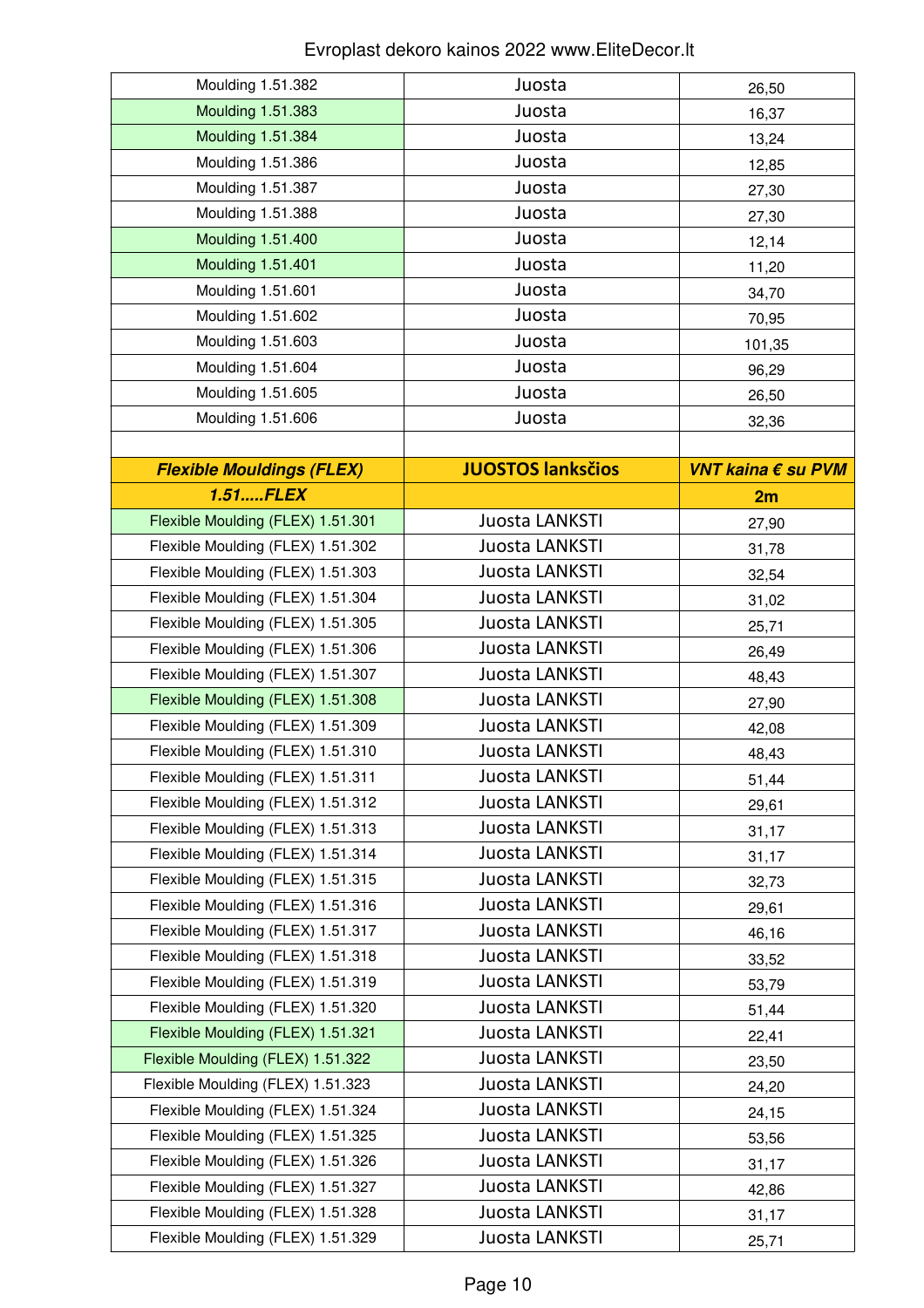| Moulding 1.51.382 | Juosta | 26,50 |
|---|---|---|
| Moulding 1.51.383 | Juosta | 16,37 |
| Moulding 1.51.384 | Juosta | 13,24 |
| Moulding 1.51.386 | Juosta | 12,85 |
| Moulding 1.51.387 | Juosta | 27,30 |
| Moulding 1.51.388 | Juosta | 27,30 |
| Moulding 1.51.400 | Juosta | 12,14 |
| Moulding 1.51.401 | Juosta | 11,20 |
| Moulding 1.51.601 | Juosta | 34,70 |
| Moulding 1.51.602 | Juosta | 70,95 |
| Moulding 1.51.603 | Juosta | 101,35 |
| Moulding 1.51.604 | Juosta | 96,29 |
| Moulding 1.51.605 | Juosta | 26,50 |
| Moulding 1.51.606 | Juosta | 32,36 |
| | | |
| ***Flexible Mouldings (FLEX)*** | **JUOSTOS lanksčios** | ***VNT kaina € su PVM*** |
| ***1.51.....FLEX*** | | **2m** |
| Flexible Moulding (FLEX) 1.51.301 | Juosta LANKSTI | 27,90 |
| Flexible Moulding (FLEX) 1.51.302 | Juosta LANKSTI | 31,78 |
| Flexible Moulding (FLEX) 1.51.303 | Juosta LANKSTI | 32,54 |
| Flexible Moulding (FLEX) 1.51.304 | Juosta LANKSTI | 31,02 |
| Flexible Moulding (FLEX) 1.51.305 | Juosta LANKSTI | 25,71 |
| Flexible Moulding (FLEX) 1.51.306 | Juosta LANKSTI | 26,49 |
| Flexible Moulding (FLEX) 1.51.307 | Juosta LANKSTI | 48,43 |
| Flexible Moulding (FLEX) 1.51.308 | Juosta LANKSTI | 27,90 |
| Flexible Moulding (FLEX) 1.51.309 | Juosta LANKSTI | 42,08 |
| Flexible Moulding (FLEX) 1.51.310 | Juosta LANKSTI | 48,43 |
| Flexible Moulding (FLEX) 1.51.311 | Juosta LANKSTI | 51,44 |
| Flexible Moulding (FLEX) 1.51.312 | Juosta LANKSTI | 29,61 |
| Flexible Moulding (FLEX) 1.51.313 | Juosta LANKSTI | 31,17 |
| Flexible Moulding (FLEX) 1.51.314 | Juosta LANKSTI | 31,17 |
| Flexible Moulding (FLEX) 1.51.315 | Juosta LANKSTI | 32,73 |
| Flexible Moulding (FLEX) 1.51.316 | Juosta LANKSTI | 29,61 |
| Flexible Moulding (FLEX) 1.51.317 | Juosta LANKSTI | 46,16 |
| Flexible Moulding (FLEX) 1.51.318 | Juosta LANKSTI | 33,52 |
| Flexible Moulding (FLEX) 1.51.319 | Juosta LANKSTI | 53,79 |
| Flexible Moulding (FLEX) 1.51.320 | Juosta LANKSTI | 51,44 |
| Flexible Moulding (FLEX) 1.51.321 | Juosta LANKSTI | 22,41 |
| Flexible Moulding (FLEX) 1.51.322 | Juosta LANKSTI | 23,50 |
| Flexible Moulding (FLEX) 1.51.323 | Juosta LANKSTI | 24,20 |
| Flexible Moulding (FLEX) 1.51.324 | Juosta LANKSTI | 24,15 |
| Flexible Moulding (FLEX) 1.51.325 | Juosta LANKSTI | 53,56 |
| Flexible Moulding (FLEX) 1.51.326 | Juosta LANKSTI | 31,17 |
| Flexible Moulding (FLEX) 1.51.327 | Juosta LANKSTI | 42,86 |
| Flexible Moulding (FLEX) 1.51.328 | Juosta LANKSTI | 31,17 |
| Flexible Moulding (FLEX) 1.51.329 | Juosta LANKSTI | 25,71 |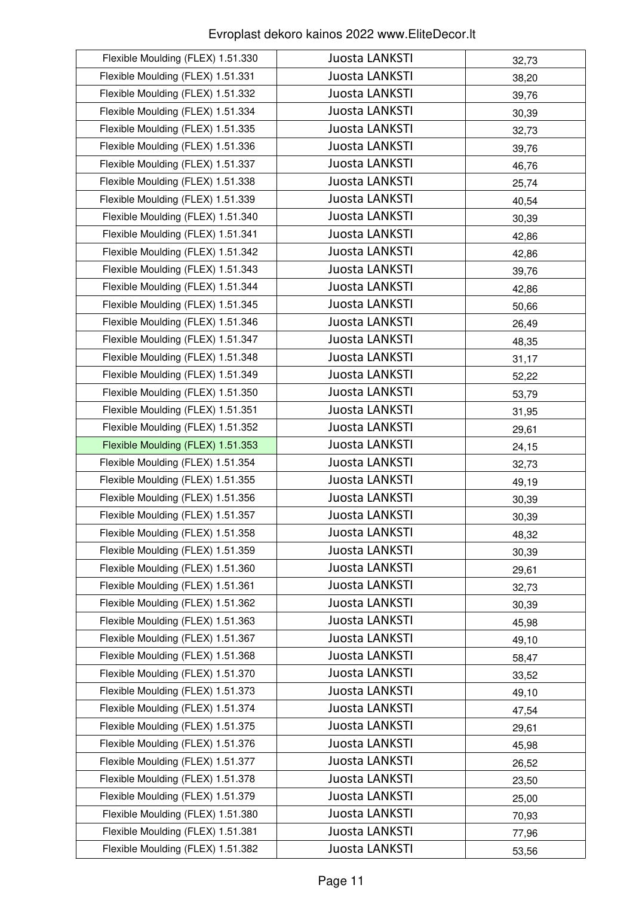| Flexible Moulding (FLEX) 1.51.330 | Juosta LANKSTI | 32,73 |
|---|---|---|
| Flexible Moulding (FLEX) 1.51.331 | Juosta LANKSTI | 38,20 |
| Flexible Moulding (FLEX) 1.51.332 | Juosta LANKSTI | 39,76 |
| Flexible Moulding (FLEX) 1.51.334 | Juosta LANKSTI | 30,39 |
| Flexible Moulding (FLEX) 1.51.335 | Juosta LANKSTI | 32,73 |
| Flexible Moulding (FLEX) 1.51.336 | Juosta LANKSTI | 39,76 |
| Flexible Moulding (FLEX) 1.51.337 | Juosta LANKSTI | 46,76 |
| Flexible Moulding (FLEX) 1.51.338 | Juosta LANKSTI | 25,74 |
| Flexible Moulding (FLEX) 1.51.339 | Juosta LANKSTI | 40,54 |
| Flexible Moulding (FLEX) 1.51.340 | Juosta LANKSTI | 30,39 |
| Flexible Moulding (FLEX) 1.51.341 | Juosta LANKSTI | 42,86 |
| Flexible Moulding (FLEX) 1.51.342 | Juosta LANKSTI | 42,86 |
| Flexible Moulding (FLEX) 1.51.343 | Juosta LANKSTI | 39,76 |
| Flexible Moulding (FLEX) 1.51.344 | Juosta LANKSTI | 42,86 |
| Flexible Moulding (FLEX) 1.51.345 | Juosta LANKSTI | 50,66 |
| Flexible Moulding (FLEX) 1.51.346 | Juosta LANKSTI | 26,49 |
| Flexible Moulding (FLEX) 1.51.347 | Juosta LANKSTI | 48,35 |
| Flexible Moulding (FLEX) 1.51.348 | Juosta LANKSTI | 31,17 |
| Flexible Moulding (FLEX) 1.51.349 | Juosta LANKSTI | 52,22 |
| Flexible Moulding (FLEX) 1.51.350 | Juosta LANKSTI | 53,79 |
| Flexible Moulding (FLEX) 1.51.351 | Juosta LANKSTI | 31,95 |
| Flexible Moulding (FLEX) 1.51.352 | Juosta LANKSTI | 29,61 |
| Flexible Moulding (FLEX) 1.51.353 | Juosta LANKSTI | 24,15 |
| Flexible Moulding (FLEX) 1.51.354 | Juosta LANKSTI | 32,73 |
| Flexible Moulding (FLEX) 1.51.355 | Juosta LANKSTI | 49,19 |
| Flexible Moulding (FLEX) 1.51.356 | Juosta LANKSTI | 30,39 |
| Flexible Moulding (FLEX) 1.51.357 | Juosta LANKSTI | 30,39 |
| Flexible Moulding (FLEX) 1.51.358 | Juosta LANKSTI | 48,32 |
| Flexible Moulding (FLEX) 1.51.359 | Juosta LANKSTI | 30,39 |
| Flexible Moulding (FLEX) 1.51.360 | Juosta LANKSTI | 29,61 |
| Flexible Moulding (FLEX) 1.51.361 | Juosta LANKSTI | 32,73 |
| Flexible Moulding (FLEX) 1.51.362 | Juosta LANKSTI | 30,39 |
| Flexible Moulding (FLEX) 1.51.363 | Juosta LANKSTI | 45,98 |
| Flexible Moulding (FLEX) 1.51.367 | Juosta LANKSTI | 49,10 |
| Flexible Moulding (FLEX) 1.51.368 | Juosta LANKSTI | 58,47 |
| Flexible Moulding (FLEX) 1.51.370 | Juosta LANKSTI | 33,52 |
| Flexible Moulding (FLEX) 1.51.373 | Juosta LANKSTI | 49,10 |
| Flexible Moulding (FLEX) 1.51.374 | Juosta LANKSTI | 47,54 |
| Flexible Moulding (FLEX) 1.51.375 | Juosta LANKSTI | 29,61 |
| Flexible Moulding (FLEX) 1.51.376 | Juosta LANKSTI | 45,98 |
| Flexible Moulding (FLEX) 1.51.377 | Juosta LANKSTI | 26,52 |
| Flexible Moulding (FLEX) 1.51.378 | Juosta LANKSTI | 23,50 |
| Flexible Moulding (FLEX) 1.51.379 | Juosta LANKSTI | 25,00 |
| Flexible Moulding (FLEX) 1.51.380 | Juosta LANKSTI | 70,93 |
| Flexible Moulding (FLEX) 1.51.381 | Juosta LANKSTI | 77,96 |
| Flexible Moulding (FLEX) 1.51.382 | Juosta LANKSTI | 53,56 |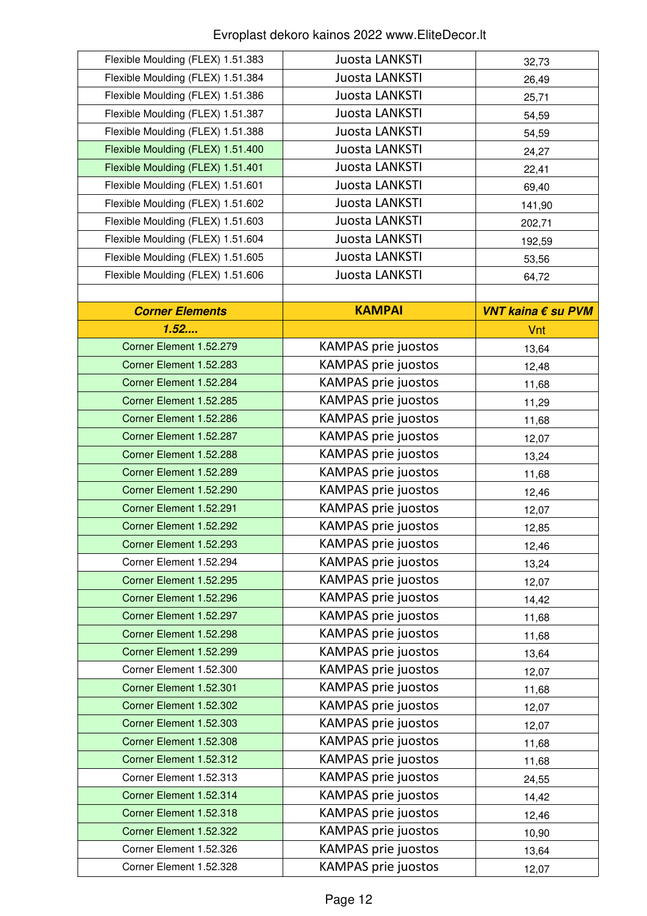Evroplast dekoro kainos 2022 www.EliteDecor.lt

| | | |
|---|---|---|
| Flexible Moulding (FLEX) 1.51.383 | Juosta LANKSTI | 32,73 |
| Flexible Moulding (FLEX) 1.51.384 | Juosta LANKSTI | 26,49 |
| Flexible Moulding (FLEX) 1.51.386 | Juosta LANKSTI | 25,71 |
| Flexible Moulding (FLEX) 1.51.387 | Juosta LANKSTI | 54,59 |
| Flexible Moulding (FLEX) 1.51.388 | Juosta LANKSTI | 54,59 |
| Flexible Moulding (FLEX) 1.51.400 | Juosta LANKSTI | 24,27 |
| Flexible Moulding (FLEX) 1.51.401 | Juosta LANKSTI | 22,41 |
| Flexible Moulding (FLEX) 1.51.601 | Juosta LANKSTI | 69,40 |
| Flexible Moulding (FLEX) 1.51.602 | Juosta LANKSTI | 141,90 |
| Flexible Moulding (FLEX) 1.51.603 | Juosta LANKSTI | 202,71 |
| Flexible Moulding (FLEX) 1.51.604 | Juosta LANKSTI | 192,59 |
| Flexible Moulding (FLEX) 1.51.605 | Juosta LANKSTI | 53,56 |
| Flexible Moulding (FLEX) 1.51.606 | Juosta LANKSTI | 64,72 |

| ***Corner Elements*** | **KAMPAI** | ***VNT kaina € su PVM*** |
|---|---|---|
| ***1.52....*** | | Vnt |
| Corner Element 1.52.279 | KAMPAS prie juostos | 13,64 |
| Corner Element 1.52.283 | KAMPAS prie juostos | 12,48 |
| Corner Element 1.52.284 | KAMPAS prie juostos | 11,68 |
| Corner Element 1.52.285 | KAMPAS prie juostos | 11,29 |
| Corner Element 1.52.286 | KAMPAS prie juostos | 11,68 |
| Corner Element 1.52.287 | KAMPAS prie juostos | 12,07 |
| Corner Element 1.52.288 | KAMPAS prie juostos | 13,24 |
| Corner Element 1.52.289 | KAMPAS prie juostos | 11,68 |
| Corner Element 1.52.290 | KAMPAS prie juostos | 12,46 |
| Corner Element 1.52.291 | KAMPAS prie juostos | 12,07 |
| Corner Element 1.52.292 | KAMPAS prie juostos | 12,85 |
| Corner Element 1.52.293 | KAMPAS prie juostos | 12,46 |
| Corner Element 1.52.294 | KAMPAS prie juostos | 13,24 |
| Corner Element 1.52.295 | KAMPAS prie juostos | 12,07 |
| Corner Element 1.52.296 | KAMPAS prie juostos | 14,42 |
| Corner Element 1.52.297 | KAMPAS prie juostos | 11,68 |
| Corner Element 1.52.298 | KAMPAS prie juostos | 11,68 |
| Corner Element 1.52.299 | KAMPAS prie juostos | 13,64 |
| Corner Element 1.52.300 | KAMPAS prie juostos | 12,07 |
| Corner Element 1.52.301 | KAMPAS prie juostos | 11,68 |
| Corner Element 1.52.302 | KAMPAS prie juostos | 12,07 |
| Corner Element 1.52.303 | KAMPAS prie juostos | 12,07 |
| Corner Element 1.52.308 | KAMPAS prie juostos | 11,68 |
| Corner Element 1.52.312 | KAMPAS prie juostos | 11,68 |
| Corner Element 1.52.313 | KAMPAS prie juostos | 24,55 |
| Corner Element 1.52.314 | KAMPAS prie juostos | 14,42 |
| Corner Element 1.52.318 | KAMPAS prie juostos | 12,46 |
| Corner Element 1.52.322 | KAMPAS prie juostos | 10,90 |
| Corner Element 1.52.326 | KAMPAS prie juostos | 13,64 |
| Corner Element 1.52.328 | KAMPAS prie juostos | 12,07 |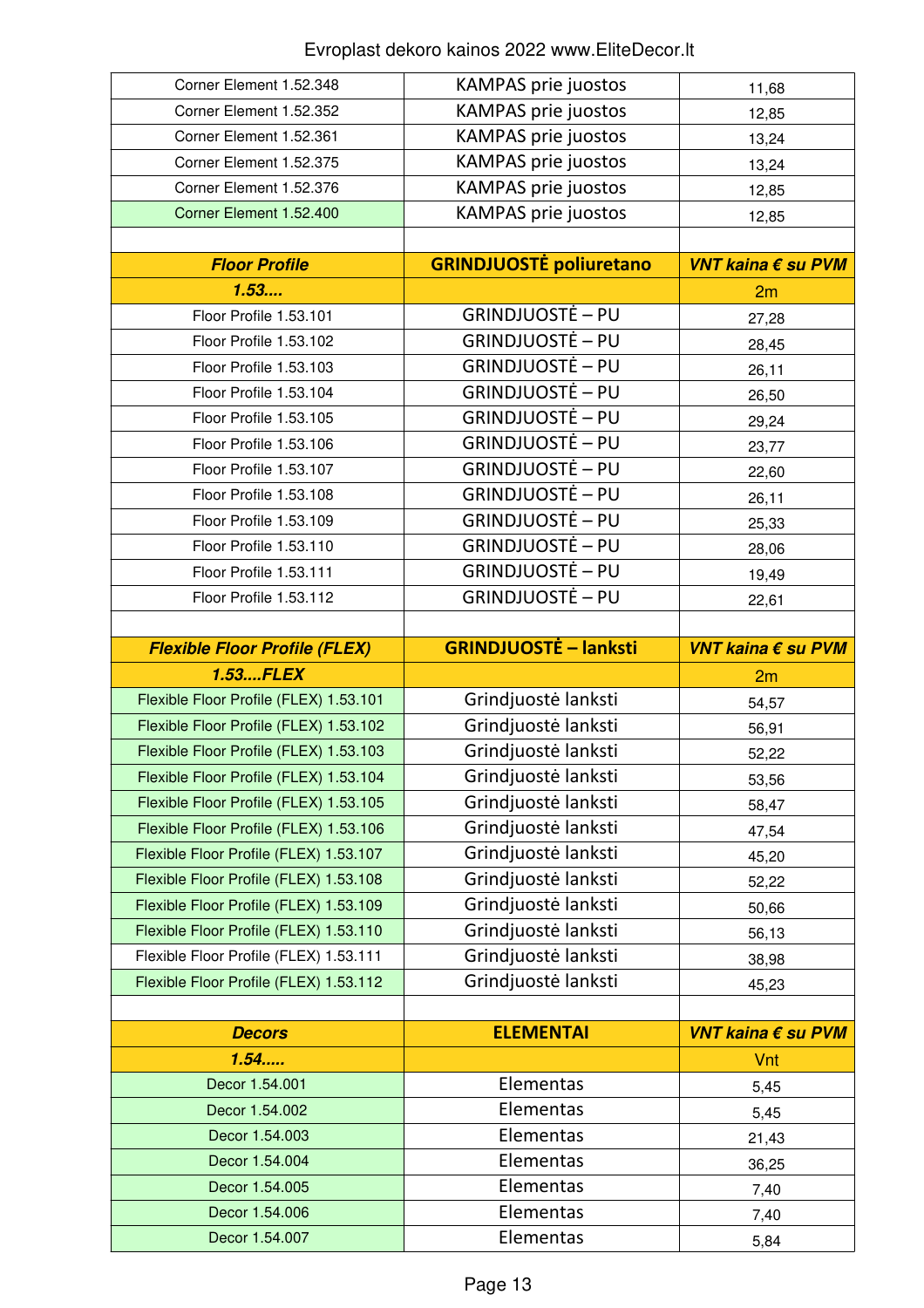| Corner Element 1.52.348 | KAMPAS prie juostos | 11,68 |
|---|---|---|
| Corner Element 1.52.352 | KAMPAS prie juostos | 12,85 |
| Corner Element 1.52.361 | KAMPAS prie juostos | 13,24 |
| Corner Element 1.52.375 | KAMPAS prie juostos | 13,24 |
| Corner Element 1.52.376 | KAMPAS prie juostos | 12,85 |
| Corner Element 1.52.400 | KAMPAS prie juostos | 12,85 |
| | | |
| ***Floor Profile*** | **GRINDJUOSTĖ poliuretano** | ***VNT kaina € su PVM*** |
| ***1.53....*** | | 2m |
| Floor Profile 1.53.101 | GRINDJUOSTĖ – PU | 27,28 |
| Floor Profile 1.53.102 | GRINDJUOSTĖ – PU | 28,45 |
| Floor Profile 1.53.103 | GRINDJUOSTĖ – PU | 26,11 |
| Floor Profile 1.53.104 | GRINDJUOSTĖ – PU | 26,50 |
| Floor Profile 1.53.105 | GRINDJUOSTĖ – PU | 29,24 |
| Floor Profile 1.53.106 | GRINDJUOSTĖ – PU | 23,77 |
| Floor Profile 1.53.107 | GRINDJUOSTĖ – PU | 22,60 |
| Floor Profile 1.53.108 | GRINDJUOSTĖ – PU | 26,11 |
| Floor Profile 1.53.109 | GRINDJUOSTĖ – PU | 25,33 |
| Floor Profile 1.53.110 | GRINDJUOSTĖ – PU | 28,06 |
| Floor Profile 1.53.111 | GRINDJUOSTĖ – PU | 19,49 |
| Floor Profile 1.53.112 | GRINDJUOSTĖ – PU | 22,61 |
| | | |
| ***Flexible Floor Profile (FLEX)*** | **GRINDJUOSTĖ – lanksti** | ***VNT kaina € su PVM*** |
| ***1.53....FLEX*** | | 2m |
| Flexible Floor Profile (FLEX) 1.53.101 | Grindjuostė lanksti | 54,57 |
| Flexible Floor Profile (FLEX) 1.53.102 | Grindjuostė lanksti | 56,91 |
| Flexible Floor Profile (FLEX) 1.53.103 | Grindjuostė lanksti | 52,22 |
| Flexible Floor Profile (FLEX) 1.53.104 | Grindjuostė lanksti | 53,56 |
| Flexible Floor Profile (FLEX) 1.53.105 | Grindjuostė lanksti | 58,47 |
| Flexible Floor Profile (FLEX) 1.53.106 | Grindjuostė lanksti | 47,54 |
| Flexible Floor Profile (FLEX) 1.53.107 | Grindjuostė lanksti | 45,20 |
| Flexible Floor Profile (FLEX) 1.53.108 | Grindjuostė lanksti | 52,22 |
| Flexible Floor Profile (FLEX) 1.53.109 | Grindjuostė lanksti | 50,66 |
| Flexible Floor Profile (FLEX) 1.53.110 | Grindjuostė lanksti | 56,13 |
| Flexible Floor Profile (FLEX) 1.53.111 | Grindjuostė lanksti | 38,98 |
| Flexible Floor Profile (FLEX) 1.53.112 | Grindjuostė lanksti | 45,23 |
| | | |
| ***Decors*** | **ELEMENTAI** | ***VNT kaina € su PVM*** |
| ***1.54.....*** | | Vnt |
| Decor 1.54.001 | Elementas | 5,45 |
| Decor 1.54.002 | Elementas | 5,45 |
| Decor 1.54.003 | Elementas | 21,43 |
| Decor 1.54.004 | Elementas | 36,25 |
| Decor 1.54.005 | Elementas | 7,40 |
| Decor 1.54.006 | Elementas | 7,40 |
| Decor 1.54.007 | Elementas | 5,84 |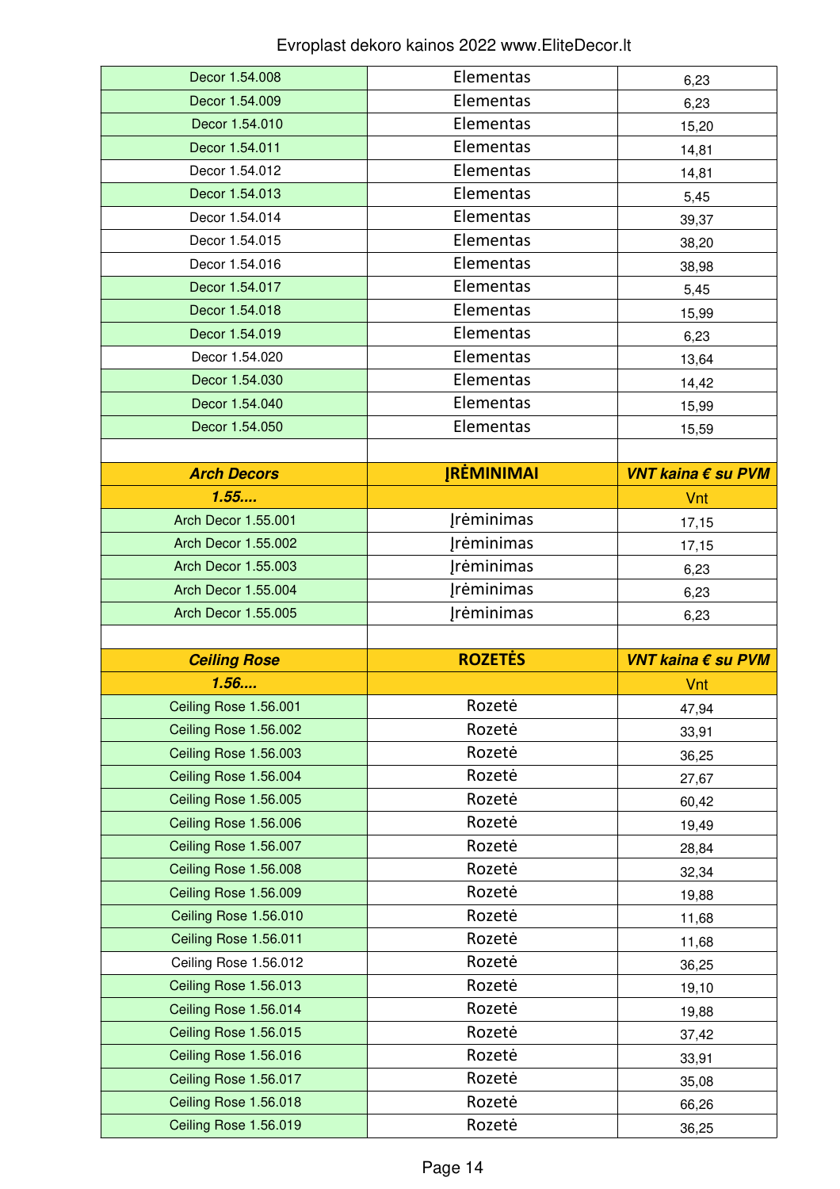Evroplast dekoro kainos 2022 www.EliteDecor.lt

| | | |
|---|---|---|
| Decor 1.54.008 | Elementas | 6,23 |
| Decor 1.54.009 | Elementas | 6,23 |
| Decor 1.54.010 | Elementas | 15,20 |
| Decor 1.54.011 | Elementas | 14,81 |
| Decor 1.54.012 | Elementas | 14,81 |
| Decor 1.54.013 | Elementas | 5,45 |
| Decor 1.54.014 | Elementas | 39,37 |
| Decor 1.54.015 | Elementas | 38,20 |
| Decor 1.54.016 | Elementas | 38,98 |
| Decor 1.54.017 | Elementas | 5,45 |
| Decor 1.54.018 | Elementas | 15,99 |
| Decor 1.54.019 | Elementas | 6,23 |
| Decor 1.54.020 | Elementas | 13,64 |
| Decor 1.54.030 | Elementas | 14,42 |
| Decor 1.54.040 | Elementas | 15,99 |
| Decor 1.54.050 | Elementas | 15,59 |
| | | |
| ***Arch Decors*** | **ĮRĖMINIMAI** | ***VNT kaina € su PVM*** |
| ***1.55....*** | | Vnt |
| Arch Decor 1.55.001 | Įrėminimas | 17,15 |
| Arch Decor 1.55.002 | Įrėminimas | 17,15 |
| Arch Decor 1.55.003 | Įrėminimas | 6,23 |
| Arch Decor 1.55.004 | Įrėminimas | 6,23 |
| Arch Decor 1.55.005 | Įrėminimas | 6,23 |
| | | |
| ***Ceiling Rose*** | **ROZETĖS** | ***VNT kaina € su PVM*** |
| ***1.56....*** | | Vnt |
| Ceiling Rose 1.56.001 | Rozetė | 47,94 |
| Ceiling Rose 1.56.002 | Rozetė | 33,91 |
| Ceiling Rose 1.56.003 | Rozetė | 36,25 |
| Ceiling Rose 1.56.004 | Rozetė | 27,67 |
| Ceiling Rose 1.56.005 | Rozetė | 60,42 |
| Ceiling Rose 1.56.006 | Rozetė | 19,49 |
| Ceiling Rose 1.56.007 | Rozetė | 28,84 |
| Ceiling Rose 1.56.008 | Rozetė | 32,34 |
| Ceiling Rose 1.56.009 | Rozetė | 19,88 |
| Ceiling Rose 1.56.010 | Rozetė | 11,68 |
| Ceiling Rose 1.56.011 | Rozetė | 11,68 |
| Ceiling Rose 1.56.012 | Rozetė | 36,25 |
| Ceiling Rose 1.56.013 | Rozetė | 19,10 |
| Ceiling Rose 1.56.014 | Rozetė | 19,88 |
| Ceiling Rose 1.56.015 | Rozetė | 37,42 |
| Ceiling Rose 1.56.016 | Rozetė | 33,91 |
| Ceiling Rose 1.56.017 | Rozetė | 35,08 |
| Ceiling Rose 1.56.018 | Rozetė | 66,26 |
| Ceiling Rose 1.56.019 | Rozetė | 36,25 |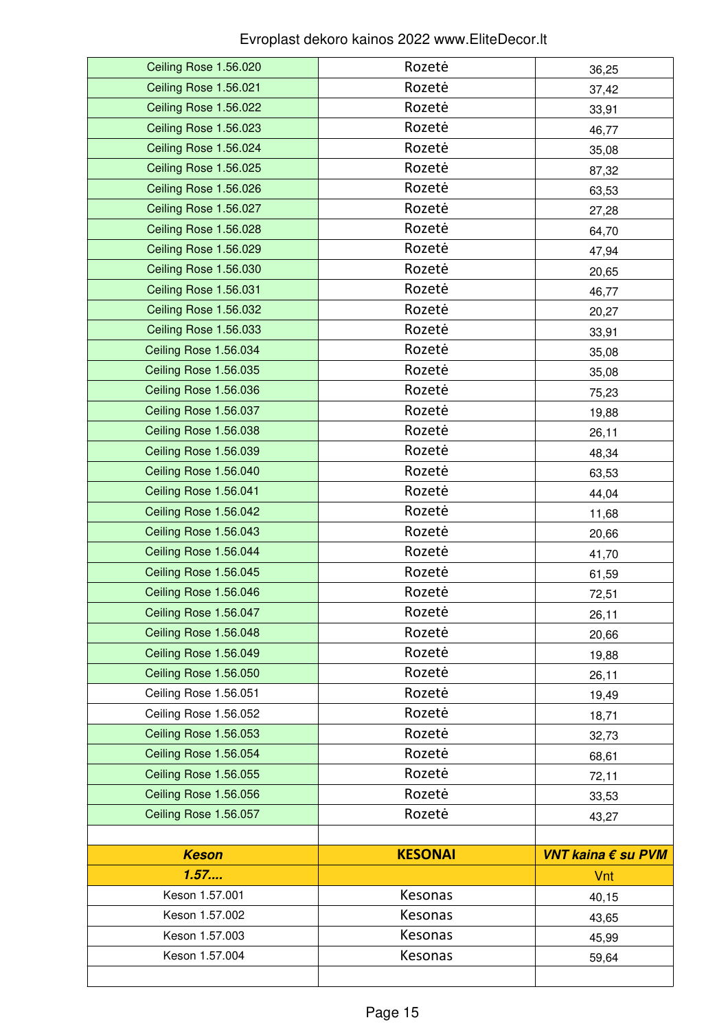| | | |
|---|---|---|
| Ceiling Rose 1.56.020 | Rozetė | 36,25 |
| Ceiling Rose 1.56.021 | Rozetė | 37,42 |
| Ceiling Rose 1.56.022 | Rozetė | 33,91 |
| Ceiling Rose 1.56.023 | Rozetė | 46,77 |
| Ceiling Rose 1.56.024 | Rozetė | 35,08 |
| Ceiling Rose 1.56.025 | Rozetė | 87,32 |
| Ceiling Rose 1.56.026 | Rozetė | 63,53 |
| Ceiling Rose 1.56.027 | Rozetė | 27,28 |
| Ceiling Rose 1.56.028 | Rozetė | 64,70 |
| Ceiling Rose 1.56.029 | Rozetė | 47,94 |
| Ceiling Rose 1.56.030 | Rozetė | 20,65 |
| Ceiling Rose 1.56.031 | Rozetė | 46,77 |
| Ceiling Rose 1.56.032 | Rozetė | 20,27 |
| Ceiling Rose 1.56.033 | Rozetė | 33,91 |
| Ceiling Rose 1.56.034 | Rozetė | 35,08 |
| Ceiling Rose 1.56.035 | Rozetė | 35,08 |
| Ceiling Rose 1.56.036 | Rozetė | 75,23 |
| Ceiling Rose 1.56.037 | Rozetė | 19,88 |
| Ceiling Rose 1.56.038 | Rozetė | 26,11 |
| Ceiling Rose 1.56.039 | Rozetė | 48,34 |
| Ceiling Rose 1.56.040 | Rozetė | 63,53 |
| Ceiling Rose 1.56.041 | Rozetė | 44,04 |
| Ceiling Rose 1.56.042 | Rozetė | 11,68 |
| Ceiling Rose 1.56.043 | Rozetė | 20,66 |
| Ceiling Rose 1.56.044 | Rozetė | 41,70 |
| Ceiling Rose 1.56.045 | Rozetė | 61,59 |
| Ceiling Rose 1.56.046 | Rozetė | 72,51 |
| Ceiling Rose 1.56.047 | Rozetė | 26,11 |
| Ceiling Rose 1.56.048 | Rozetė | 20,66 |
| Ceiling Rose 1.56.049 | Rozetė | 19,88 |
| Ceiling Rose 1.56.050 | Rozetė | 26,11 |
| Ceiling Rose 1.56.051 | Rozetė | 19,49 |
| Ceiling Rose 1.56.052 | Rozetė | 18,71 |
| Ceiling Rose 1.56.053 | Rozetė | 32,73 |
| Ceiling Rose 1.56.054 | Rozetė | 68,61 |
| Ceiling Rose 1.56.055 | Rozetė | 72,11 |
| Ceiling Rose 1.56.056 | Rozetė | 33,53 |
| Ceiling Rose 1.56.057 | Rozetė | 43,27 |
| | | |
| ***Keson*** | **KESONAI** | ***VNT kaina € su PVM*** |
| ***1.57....*** | | Vnt |
| Keson 1.57.001 | Kesonas | 40,15 |
| Keson 1.57.002 | Kesonas | 43,65 |
| Keson 1.57.003 | Kesonas | 45,99 |
| Keson 1.57.004 | Kesonas | 59,64 |
| | | |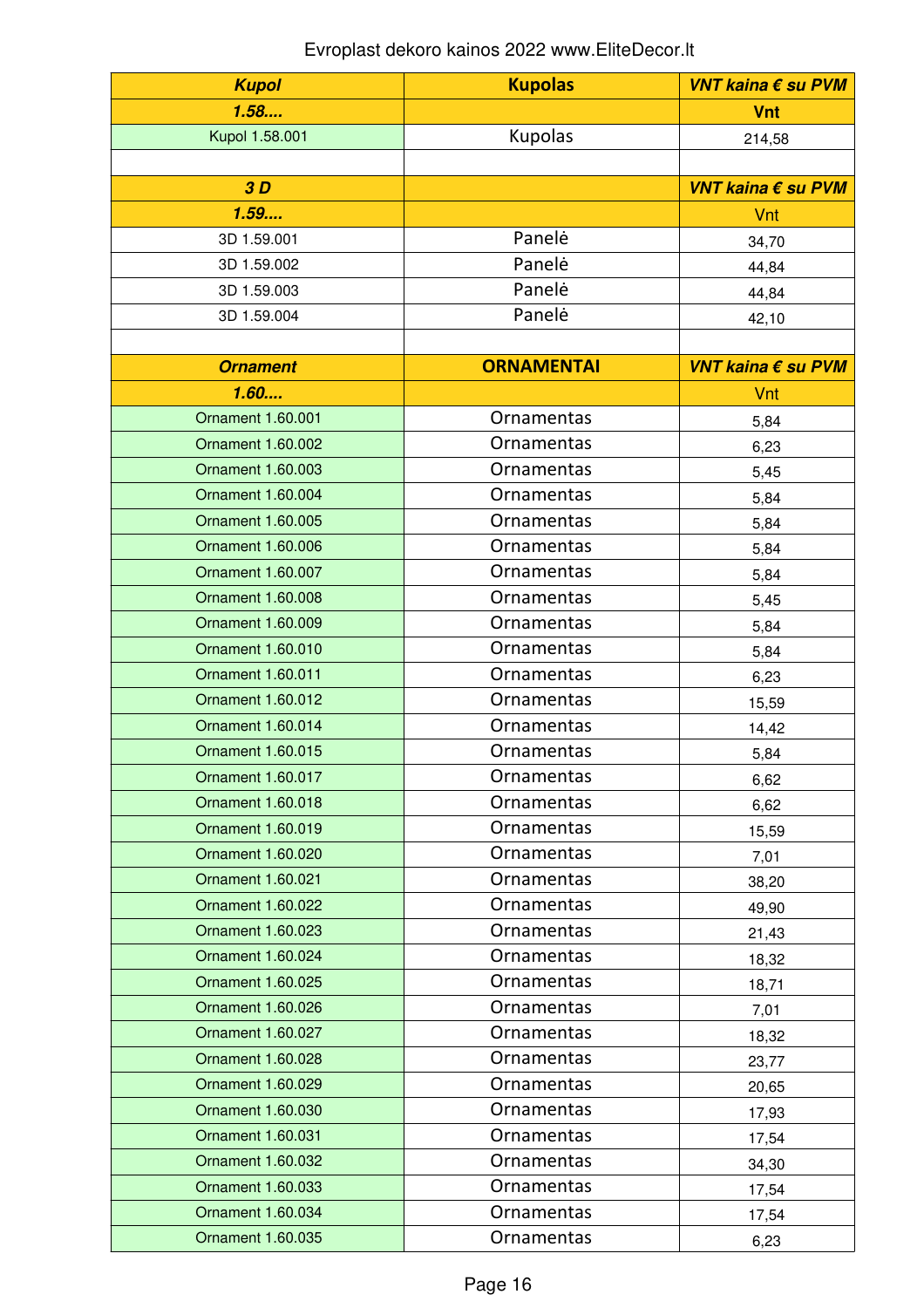Evroplast dekoro kainos 2022 www.EliteDecor.lt

| ***Kupol*** | **Kupolas** | ***VNT kaina € su PVM*** |
|---|---|---|
| ***1.58....*** | | **Vnt** |
| Kupol 1.58.001 | Kupolas | 214,58 |
| | | |
| ***3 D*** | | ***VNT kaina € su PVM*** |
| ***1.59....*** | | Vnt |
| 3D 1.59.001 | Panelė | 34,70 |
| 3D 1.59.002 | Panelė | 44,84 |
| 3D 1.59.003 | Panelė | 44,84 |
| 3D 1.59.004 | Panelė | 42,10 |
| | | |
| ***Ornament*** | **ORNAMENTAI** | ***VNT kaina € su PVM*** |
| ***1.60....*** | | Vnt |
| Ornament 1.60.001 | Ornamentas | 5,84 |
| Ornament 1.60.002 | Ornamentas | 6,23 |
| Ornament 1.60.003 | Ornamentas | 5,45 |
| Ornament 1.60.004 | Ornamentas | 5,84 |
| Ornament 1.60.005 | Ornamentas | 5,84 |
| Ornament 1.60.006 | Ornamentas | 5,84 |
| Ornament 1.60.007 | Ornamentas | 5,84 |
| Ornament 1.60.008 | Ornamentas | 5,45 |
| Ornament 1.60.009 | Ornamentas | 5,84 |
| Ornament 1.60.010 | Ornamentas | 5,84 |
| Ornament 1.60.011 | Ornamentas | 6,23 |
| Ornament 1.60.012 | Ornamentas | 15,59 |
| Ornament 1.60.014 | Ornamentas | 14,42 |
| Ornament 1.60.015 | Ornamentas | 5,84 |
| Ornament 1.60.017 | Ornamentas | 6,62 |
| Ornament 1.60.018 | Ornamentas | 6,62 |
| Ornament 1.60.019 | Ornamentas | 15,59 |
| Ornament 1.60.020 | Ornamentas | 7,01 |
| Ornament 1.60.021 | Ornamentas | 38,20 |
| Ornament 1.60.022 | Ornamentas | 49,90 |
| Ornament 1.60.023 | Ornamentas | 21,43 |
| Ornament 1.60.024 | Ornamentas | 18,32 |
| Ornament 1.60.025 | Ornamentas | 18,71 |
| Ornament 1.60.026 | Ornamentas | 7,01 |
| Ornament 1.60.027 | Ornamentas | 18,32 |
| Ornament 1.60.028 | Ornamentas | 23,77 |
| Ornament 1.60.029 | Ornamentas | 20,65 |
| Ornament 1.60.030 | Ornamentas | 17,93 |
| Ornament 1.60.031 | Ornamentas | 17,54 |
| Ornament 1.60.032 | Ornamentas | 34,30 |
| Ornament 1.60.033 | Ornamentas | 17,54 |
| Ornament 1.60.034 | Ornamentas | 17,54 |
| Ornament 1.60.035 | Ornamentas | 6,23 |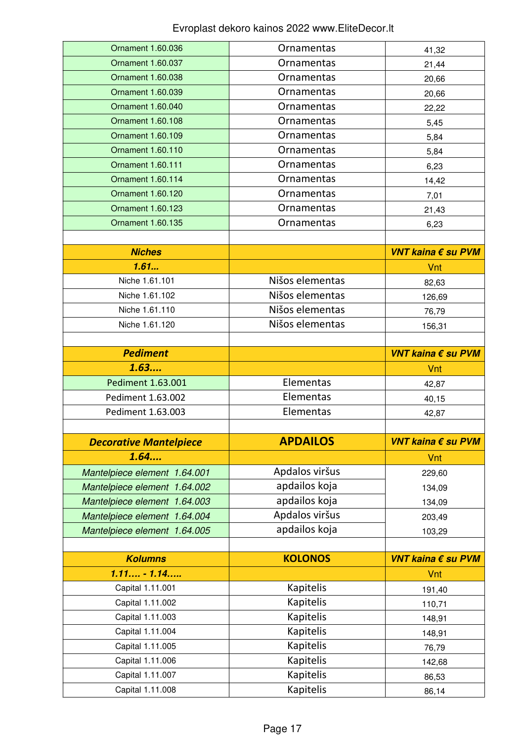Evroplast dekoro kainos 2022 www.EliteDecor.lt

| | | |
|---|---|---|
| Ornament 1.60.036 | Ornamentas | 41,32 |
| Ornament 1.60.037 | Ornamentas | 21,44 |
| Ornament 1.60.038 | Ornamentas | 20,66 |
| Ornament 1.60.039 | Ornamentas | 20,66 |
| Ornament 1.60.040 | Ornamentas | 22,22 |
| Ornament 1.60.108 | Ornamentas | 5,45 |
| Ornament 1.60.109 | Ornamentas | 5,84 |
| Ornament 1.60.110 | Ornamentas | 5,84 |
| Ornament 1.60.111 | Ornamentas | 6,23 |
| Ornament 1.60.114 | Ornamentas | 14,42 |
| Ornament 1.60.120 | Ornamentas | 7,01 |
| Ornament 1.60.123 | Ornamentas | 21,43 |
| Ornament 1.60.135 | Ornamentas | 6,23 |
| | | |
| ***Niches*** | | ***VNT kaina € su PVM*** |
| ***1.61...*** | | Vnt |
| Niche 1.61.101 | Nišos elementas | 82,63 |
| Niche 1.61.102 | Nišos elementas | 126,69 |
| Niche 1.61.110 | Nišos elementas | 76,79 |
| Niche 1.61.120 | Nišos elementas | 156,31 |
| | | |
| ***Pediment*** | | ***VNT kaina € su PVM*** |
| ***1.63....*** | | Vnt |
| Pediment 1.63.001 | Elementas | 42,87 |
| Pediment 1.63.002 | Elementas | 40,15 |
| Pediment 1.63.003 | Elementas | 42,87 |
| | | |
| ***Decorative Mantelpiece*** | **APDAILOS** | ***VNT kaina € su PVM*** |
| ***1.64....*** | | Vnt |
| *Mantelpiece element 1.64.001* | Apdalos viršus | 229,60 |
| *Mantelpiece element 1.64.002* | apdailos koja | 134,09 |
| *Mantelpiece element 1.64.003* | apdailos koja | 134,09 |
| *Mantelpiece element 1.64.004* | Apdalos viršus | 203,49 |
| *Mantelpiece element 1.64.005* | apdailos koja | 103,29 |
| | | |
| ***Kolumns*** | **KOLONOS** | ***VNT kaina € su PVM*** |
| ***1.11.... - 1.14.....*** | | Vnt |
| Capital 1.11.001 | Kapitelis | 191,40 |
| Capital 1.11.002 | Kapitelis | 110,71 |
| Capital 1.11.003 | Kapitelis | 148,91 |
| Capital 1.11.004 | Kapitelis | 148,91 |
| Capital 1.11.005 | Kapitelis | 76,79 |
| Capital 1.11.006 | Kapitelis | 142,68 |
| Capital 1.11.007 | Kapitelis | 86,53 |
| Capital 1.11.008 | Kapitelis | 86,14 |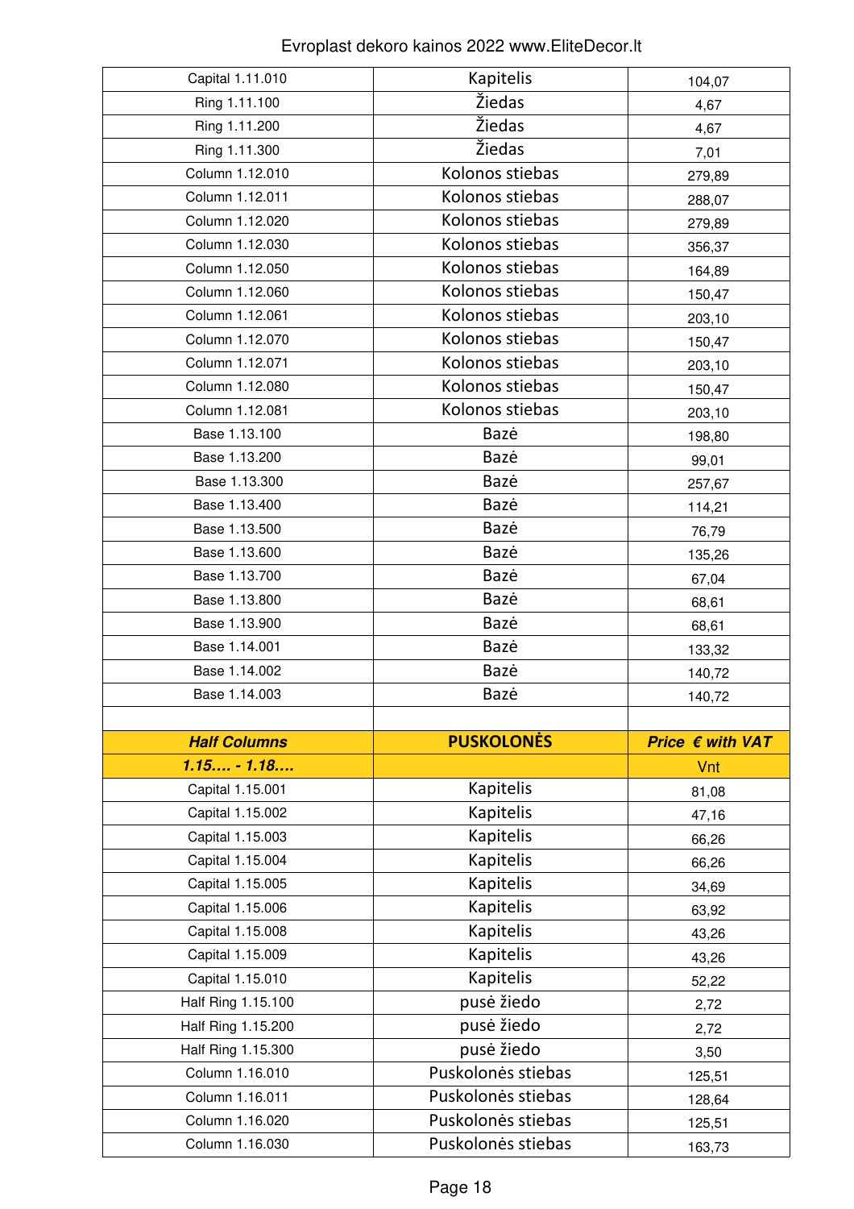Evroplast dekoro kainos 2022 www.EliteDecor.lt

| | | |
|---|---|---|
| Capital 1.11.010 | Kapitelis | 104,07 |
| Ring 1.11.100 | Žiedas | 4,67 |
| Ring 1.11.200 | Žiedas | 4,67 |
| Ring 1.11.300 | Žiedas | 7,01 |
| Column 1.12.010 | Kolonos stiebas | 279,89 |
| Column 1.12.011 | Kolonos stiebas | 288,07 |
| Column 1.12.020 | Kolonos stiebas | 279,89 |
| Column 1.12.030 | Kolonos stiebas | 356,37 |
| Column 1.12.050 | Kolonos stiebas | 164,89 |
| Column 1.12.060 | Kolonos stiebas | 150,47 |
| Column 1.12.061 | Kolonos stiebas | 203,10 |
| Column 1.12.070 | Kolonos stiebas | 150,47 |
| Column 1.12.071 | Kolonos stiebas | 203,10 |
| Column 1.12.080 | Kolonos stiebas | 150,47 |
| Column 1.12.081 | Kolonos stiebas | 203,10 |
| Base 1.13.100 | Bazė | 198,80 |
| Base 1.13.200 | Bazė | 99,01 |
| Base 1.13.300 | Bazė | 257,67 |
| Base 1.13.400 | Bazė | 114,21 |
| Base 1.13.500 | Bazė | 76,79 |
| Base 1.13.600 | Bazė | 135,26 |
| Base 1.13.700 | Bazė | 67,04 |
| Base 1.13.800 | Bazė | 68,61 |
| Base 1.13.900 | Bazė | 68,61 |
| Base 1.14.001 | Bazė | 133,32 |
| Base 1.14.002 | Bazė | 140,72 |
| Base 1.14.003 | Bazė | 140,72 |
| | | |
| ***Half Columns*** | **PUSKOLONĖS** | ***Price € with VAT*** |
| ***1.15.... - 1.18....*** | | Vnt |
| Capital 1.15.001 | Kapitelis | 81,08 |
| Capital 1.15.002 | Kapitelis | 47,16 |
| Capital 1.15.003 | Kapitelis | 66,26 |
| Capital 1.15.004 | Kapitelis | 66,26 |
| Capital 1.15.005 | Kapitelis | 34,69 |
| Capital 1.15.006 | Kapitelis | 63,92 |
| Capital 1.15.008 | Kapitelis | 43,26 |
| Capital 1.15.009 | Kapitelis | 43,26 |
| Capital 1.15.010 | Kapitelis | 52,22 |
| Half Ring 1.15.100 | pusė žiedo | 2,72 |
| Half Ring 1.15.200 | pusė žiedo | 2,72 |
| Half Ring 1.15.300 | pusė žiedo | 3,50 |
| Column 1.16.010 | Puskolonės stiebas | 125,51 |
| Column 1.16.011 | Puskolonės stiebas | 128,64 |
| Column 1.16.020 | Puskolonės stiebas | 125,51 |
| Column 1.16.030 | Puskolonės stiebas | 163,73 |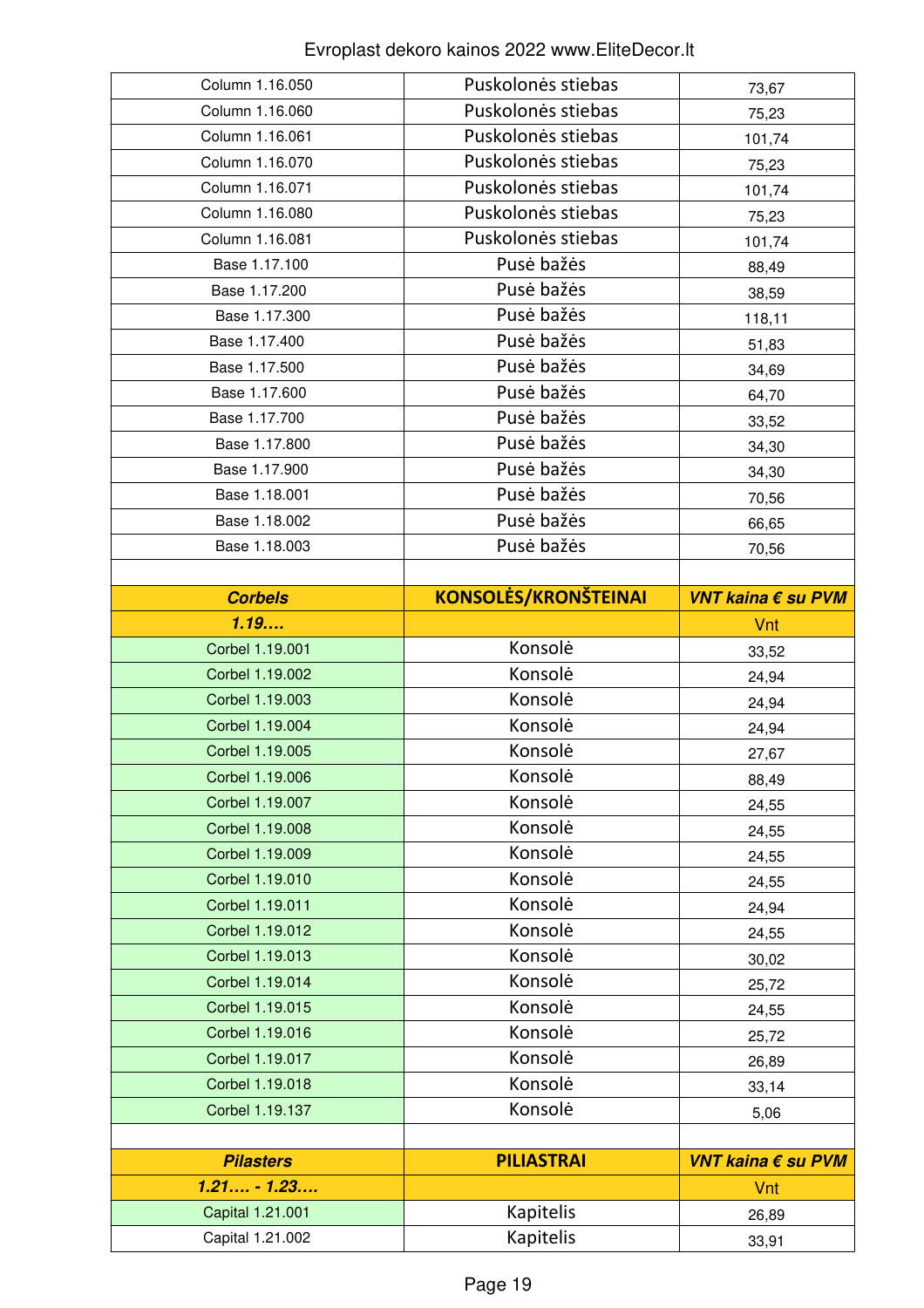| | | |
|---|---|---|
| Column 1.16.050 | Puskolonės stiebas | 73,67 |
| Column 1.16.060 | Puskolonės stiebas | 75,23 |
| Column 1.16.061 | Puskolonės stiebas | 101,74 |
| Column 1.16.070 | Puskolonės stiebas | 75,23 |
| Column 1.16.071 | Puskolonės stiebas | 101,74 |
| Column 1.16.080 | Puskolonės stiebas | 75,23 |
| Column 1.16.081 | Puskolonės stiebas | 101,74 |
| Base 1.17.100 | Pusė bažės | 88,49 |
| Base 1.17.200 | Pusė bažės | 38,59 |
| Base 1.17.300 | Pusė bažės | 118,11 |
| Base 1.17.400 | Pusė bažės | 51,83 |
| Base 1.17.500 | Pusė bažės | 34,69 |
| Base 1.17.600 | Pusė bažės | 64,70 |
| Base 1.17.700 | Pusė bažės | 33,52 |
| Base 1.17.800 | Pusė bažės | 34,30 |
| Base 1.17.900 | Pusė bažės | 34,30 |
| Base 1.18.001 | Pusė bažės | 70,56 |
| Base 1.18.002 | Pusė bažės | 66,65 |
| Base 1.18.003 | Pusė bažės | 70,56 |
| | | |
| ***Corbels*** | **KONSOLĖS/KRONŠTEINAI** | ***VNT kaina € su PVM*** |
| ***1.19....*** | | Vnt |
| Corbel 1.19.001 | Konsolė | 33,52 |
| Corbel 1.19.002 | Konsolė | 24,94 |
| Corbel 1.19.003 | Konsolė | 24,94 |
| Corbel 1.19.004 | Konsolė | 24,94 |
| Corbel 1.19.005 | Konsolė | 27,67 |
| Corbel 1.19.006 | Konsolė | 88,49 |
| Corbel 1.19.007 | Konsolė | 24,55 |
| Corbel 1.19.008 | Konsolė | 24,55 |
| Corbel 1.19.009 | Konsolė | 24,55 |
| Corbel 1.19.010 | Konsolė | 24,55 |
| Corbel 1.19.011 | Konsolė | 24,94 |
| Corbel 1.19.012 | Konsolė | 24,55 |
| Corbel 1.19.013 | Konsolė | 30,02 |
| Corbel 1.19.014 | Konsolė | 25,72 |
| Corbel 1.19.015 | Konsolė | 24,55 |
| Corbel 1.19.016 | Konsolė | 25,72 |
| Corbel 1.19.017 | Konsolė | 26,89 |
| Corbel 1.19.018 | Konsolė | 33,14 |
| Corbel 1.19.137 | Konsolė | 5,06 |
| | | |
| ***Pilasters*** | **PILIASTRAI** | ***VNT kaina € su PVM*** |
| ***1.21.... - 1.23....*** | | Vnt |
| Capital 1.21.001 | Kapitelis | 26,89 |
| Capital 1.21.002 | Kapitelis | 33,91 |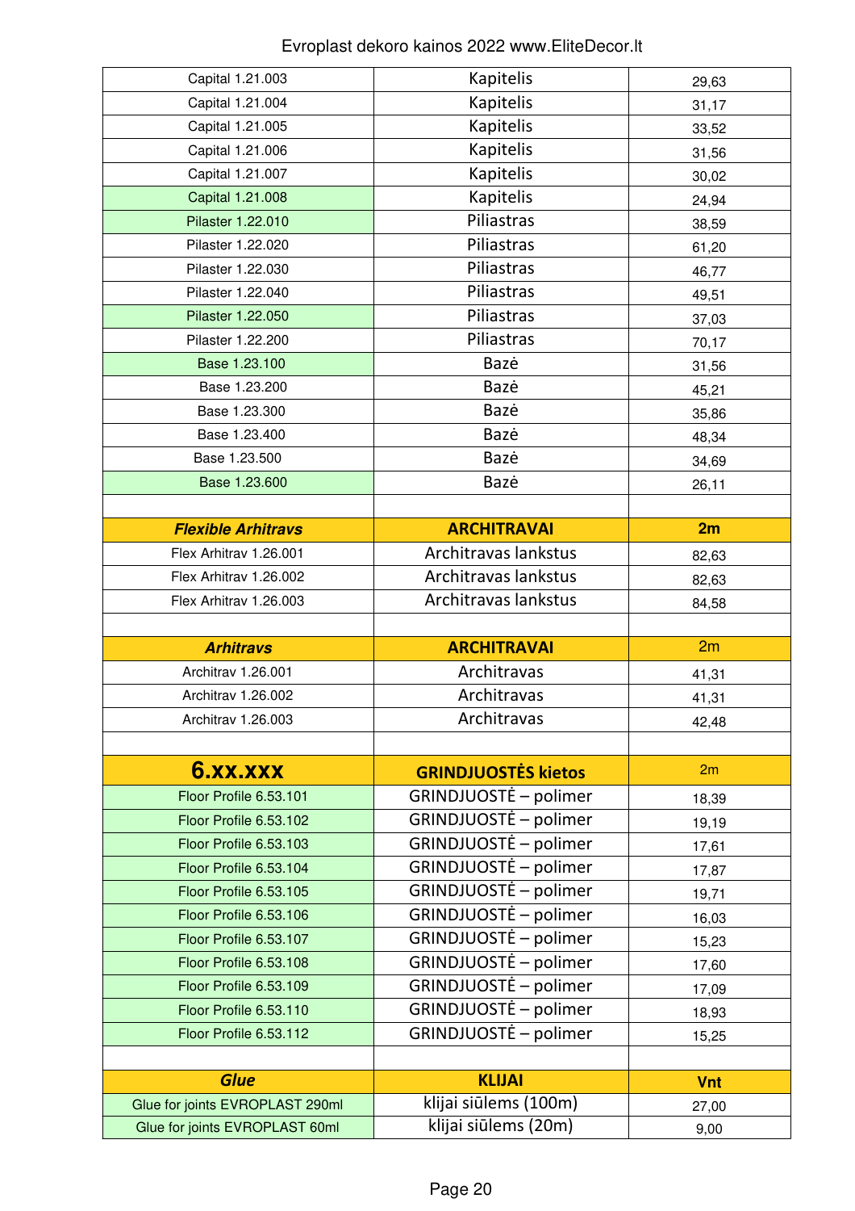Evroplast dekoro kainos 2022 www.EliteDecor.lt

| | | |
|---|---|---|
| Capital 1.21.003 | Kapitelis | 29,63 |
| Capital 1.21.004 | Kapitelis | 31,17 |
| Capital 1.21.005 | Kapitelis | 33,52 |
| Capital 1.21.006 | Kapitelis | 31,56 |
| Capital 1.21.007 | Kapitelis | 30,02 |
| Capital 1.21.008 | Kapitelis | 24,94 |
| Pilaster 1.22.010 | Piliastras | 38,59 |
| Pilaster 1.22.020 | Piliastras | 61,20 |
| Pilaster 1.22.030 | Piliastras | 46,77 |
| Pilaster 1.22.040 | Piliastras | 49,51 |
| Pilaster 1.22.050 | Piliastras | 37,03 |
| Pilaster 1.22.200 | Piliastras | 70,17 |
| Base 1.23.100 | Bazė | 31,56 |
| Base 1.23.200 | Bazė | 45,21 |
| Base 1.23.300 | Bazė | 35,86 |
| Base 1.23.400 | Bazė | 48,34 |
| Base 1.23.500 | Bazė | 34,69 |
| Base 1.23.600 | Bazė | 26,11 |
| | | |
| ***Flexible Arhitravs*** | **ARCHITRAVAI** | **2m** |
| Flex Arhitrav 1.26.001 | Architravas lankstus | 82,63 |
| Flex Arhitrav 1.26.002 | Architravas lankstus | 82,63 |
| Flex Arhitrav 1.26.003 | Architravas lankstus | 84,58 |
| | | |
| ***Arhitravs*** | **ARCHITRAVAI** | 2m |
| Architrav 1.26.001 | Architravas | 41,31 |
| Architrav 1.26.002 | Architravas | 41,31 |
| Architrav 1.26.003 | Architravas | 42,48 |
| | | |
| **6.xx.xxx** | **GRINDJUOSTĖS kietos** | 2m |
| Floor Profile 6.53.101 | GRINDJUOSTĖ – polimer | 18,39 |
| Floor Profile 6.53.102 | GRINDJUOSTĖ – polimer | 19,19 |
| Floor Profile 6.53.103 | GRINDJUOSTĖ – polimer | 17,61 |
| Floor Profile 6.53.104 | GRINDJUOSTĖ – polimer | 17,87 |
| Floor Profile 6.53.105 | GRINDJUOSTĖ – polimer | 19,71 |
| Floor Profile 6.53.106 | GRINDJUOSTĖ – polimer | 16,03 |
| Floor Profile 6.53.107 | GRINDJUOSTĖ – polimer | 15,23 |
| Floor Profile 6.53.108 | GRINDJUOSTĖ – polimer | 17,60 |
| Floor Profile 6.53.109 | GRINDJUOSTĖ – polimer | 17,09 |
| Floor Profile 6.53.110 | GRINDJUOSTĖ – polimer | 18,93 |
| Floor Profile 6.53.112 | GRINDJUOSTĖ – polimer | 15,25 |
| | | |
| ***Glue*** | **KLIJAI** | **Vnt** |
| Glue for joints EVROPLAST 290ml | klijai siūlems (100m) | 27,00 |
| Glue for joints EVROPLAST 60ml | klijai siūlems (20m) | 9,00 |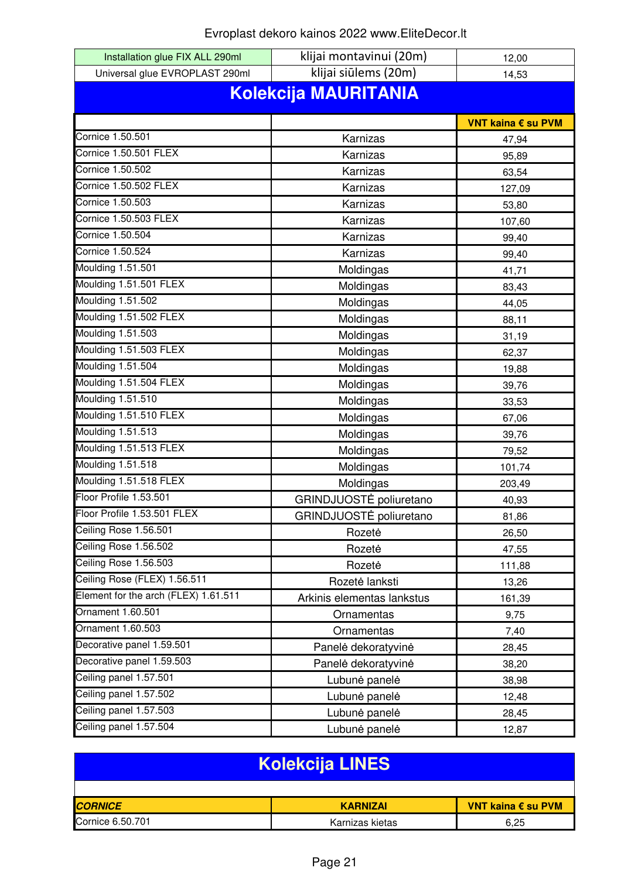Evroplast dekoro kainos 2022 www.EliteDecor.lt

| Installation glue FIX ALL 290ml | klijai montavinui (20m) | 12,00 |
|---|---|---|
| Universal glue EVROPLAST 290ml | klijai siūlems (20m) | 14,53 |

## Kolekcija MAURITANIA

| | | VNT kaina € su PVM |
|---|---|---|
| Cornice 1.50.501 | Karnizas | 47,94 |
| Cornice 1.50.501 FLEX | Karnizas | 95,89 |
| Cornice 1.50.502 | Karnizas | 63,54 |
| Cornice 1.50.502 FLEX | Karnizas | 127,09 |
| Cornice 1.50.503 | Karnizas | 53,80 |
| Cornice 1.50.503 FLEX | Karnizas | 107,60 |
| Cornice 1.50.504 | Karnizas | 99,40 |
| Cornice 1.50.524 | Karnizas | 99,40 |
| Moulding 1.51.501 | Moldingas | 41,71 |
| Moulding 1.51.501 FLEX | Moldingas | 83,43 |
| Moulding 1.51.502 | Moldingas | 44,05 |
| Moulding 1.51.502 FLEX | Moldingas | 88,11 |
| Moulding 1.51.503 | Moldingas | 31,19 |
| Moulding 1.51.503 FLEX | Moldingas | 62,37 |
| Moulding 1.51.504 | Moldingas | 19,88 |
| Moulding 1.51.504 FLEX | Moldingas | 39,76 |
| Moulding 1.51.510 | Moldingas | 33,53 |
| Moulding 1.51.510 FLEX | Moldingas | 67,06 |
| Moulding 1.51.513 | Moldingas | 39,76 |
| Moulding 1.51.513 FLEX | Moldingas | 79,52 |
| Moulding 1.51.518 | Moldingas | 101,74 |
| Moulding 1.51.518 FLEX | Moldingas | 203,49 |
| Floor Profile 1.53.501 | GRINDJUOSTĖ poliuretano | 40,93 |
| Floor Profile 1.53.501 FLEX | GRINDJUOSTĖ poliuretano | 81,86 |
| Ceiling Rose 1.56.501 | Rozetė | 26,50 |
| Ceiling Rose 1.56.502 | Rozetė | 47,55 |
| Ceiling Rose 1.56.503 | Rozetė | 111,88 |
| Ceiling Rose (FLEX) 1.56.511 | Rozetė lanksti | 13,26 |
| Element for the arch (FLEX) 1.61.511 | Arkinis elementas lankstus | 161,39 |
| Ornament 1.60.501 | Ornamentas | 9,75 |
| Ornament 1.60.503 | Ornamentas | 7,40 |
| Decorative panel 1.59.501 | Panelė dekoratyvinė | 28,45 |
| Decorative panel 1.59.503 | Panelė dekoratyvinė | 38,20 |
| Ceiling panel 1.57.501 | Lubunė panelė | 38,98 |
| Ceiling panel 1.57.502 | Lubunė panelė | 12,48 |
| Ceiling panel 1.57.503 | Lubunė panelė | 28,45 |
| Ceiling panel 1.57.504 | Lubunė panelė | 12,87 |

## Kolekcija LINES

| *CORNICE* | KARNIZAI | VNT kaina € su PVM |
|---|---|---|
| Cornice 6.50.701 | Karnizas kietas | 6,25 |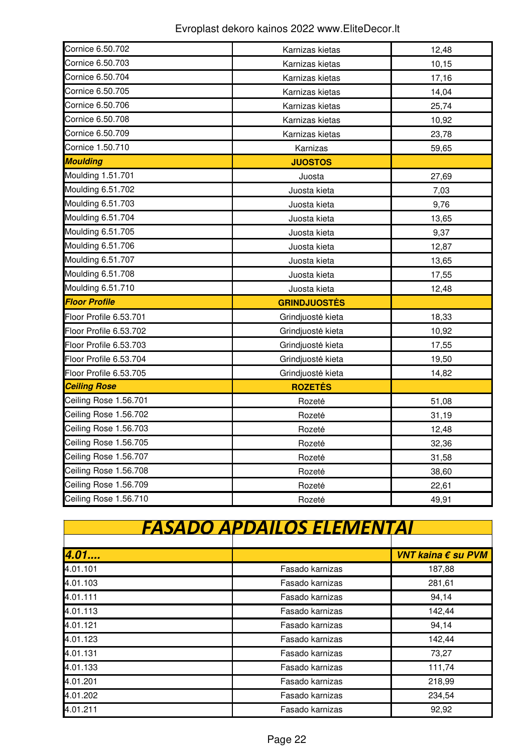| | | |
|---|---|---|
| Cornice 6.50.702 | Karnizas kietas | 12,48 |
| Cornice 6.50.703 | Karnizas kietas | 10,15 |
| Cornice 6.50.704 | Karnizas kietas | 17,16 |
| Cornice 6.50.705 | Karnizas kietas | 14,04 |
| Cornice 6.50.706 | Karnizas kietas | 25,74 |
| Cornice 6.50.708 | Karnizas kietas | 10,92 |
| Cornice 6.50.709 | Karnizas kietas | 23,78 |
| Cornice 1.50.710 | Karnizas | 59,65 |
| ***Moulding*** | **JUOSTOS** | |
| Moulding 1.51.701 | Juosta | 27,69 |
| Moulding 6.51.702 | Juosta kieta | 7,03 |
| Moulding 6.51.703 | Juosta kieta | 9,76 |
| Moulding 6.51.704 | Juosta kieta | 13,65 |
| Moulding 6.51.705 | Juosta kieta | 9,37 |
| Moulding 6.51.706 | Juosta kieta | 12,87 |
| Moulding 6.51.707 | Juosta kieta | 13,65 |
| Moulding 6.51.708 | Juosta kieta | 17,55 |
| Moulding 6.51.710 | Juosta kieta | 12,48 |
| ***Floor Profile*** | **GRINDJUOSTĖS** | |
| Floor Profile 6.53.701 | Grindjuostė kieta | 18,33 |
| Floor Profile 6.53.702 | Grindjuostė kieta | 10,92 |
| Floor Profile 6.53.703 | Grindjuostė kieta | 17,55 |
| Floor Profile 6.53.704 | Grindjuostė kieta | 19,50 |
| Floor Profile 6.53.705 | Grindjuostė kieta | 14,82 |
| ***Ceiling Rose*** | **ROZETĖS** | |
| Ceiling Rose 1.56.701 | Rozetė | 51,08 |
| Ceiling Rose 1.56.702 | Rozetė | 31,19 |
| Ceiling Rose 1.56.703 | Rozetė | 12,48 |
| Ceiling Rose 1.56.705 | Rozetė | 32,36 |
| Ceiling Rose 1.56.707 | Rozetė | 31,58 |
| Ceiling Rose 1.56.708 | Rozetė | 38,60 |
| Ceiling Rose 1.56.709 | Rozetė | 22,61 |
| Ceiling Rose 1.56.710 | Rozetė | 49,91 |

## *FASADO APDAILOS ELEMENTAI*

| ***4.01....*** | | ***VNT kaina € su PVM*** |
|---|---|---|
| 4.01.101 | Fasado karnizas | 187,88 |
| 4.01.103 | Fasado karnizas | 281,61 |
| 4.01.111 | Fasado karnizas | 94,14 |
| 4.01.113 | Fasado karnizas | 142,44 |
| 4.01.121 | Fasado karnizas | 94,14 |
| 4.01.123 | Fasado karnizas | 142,44 |
| 4.01.131 | Fasado karnizas | 73,27 |
| 4.01.133 | Fasado karnizas | 111,74 |
| 4.01.201 | Fasado karnizas | 218,99 |
| 4.01.202 | Fasado karnizas | 234,54 |
| 4.01.211 | Fasado karnizas | 92,92 |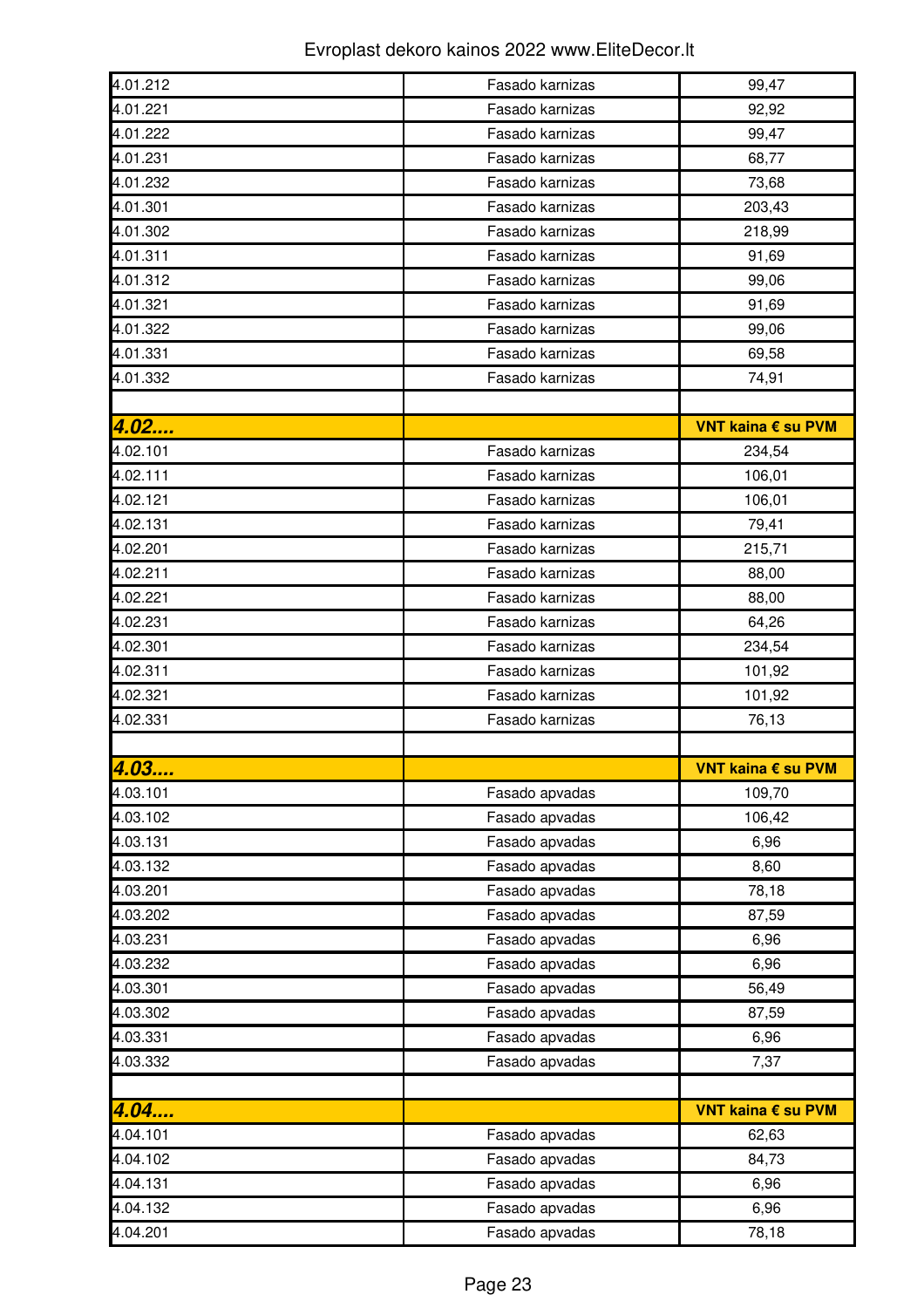| | | |
|---|---|---|
| 4.01.212 | Fasado karnizas | 99,47 |
| 4.01.221 | Fasado karnizas | 92,92 |
| 4.01.222 | Fasado karnizas | 99,47 |
| 4.01.231 | Fasado karnizas | 68,77 |
| 4.01.232 | Fasado karnizas | 73,68 |
| 4.01.301 | Fasado karnizas | 203,43 |
| 4.01.302 | Fasado karnizas | 218,99 |
| 4.01.311 | Fasado karnizas | 91,69 |
| 4.01.312 | Fasado karnizas | 99,06 |
| 4.01.321 | Fasado karnizas | 91,69 |
| 4.01.322 | Fasado karnizas | 99,06 |
| 4.01.331 | Fasado karnizas | 69,58 |
| 4.01.332 | Fasado karnizas | 74,91 |
| | | |
| ***4.02....*** | | **VNT kaina € su PVM** |
| 4.02.101 | Fasado karnizas | 234,54 |
| 4.02.111 | Fasado karnizas | 106,01 |
| 4.02.121 | Fasado karnizas | 106,01 |
| 4.02.131 | Fasado karnizas | 79,41 |
| 4.02.201 | Fasado karnizas | 215,71 |
| 4.02.211 | Fasado karnizas | 88,00 |
| 4.02.221 | Fasado karnizas | 88,00 |
| 4.02.231 | Fasado karnizas | 64,26 |
| 4.02.301 | Fasado karnizas | 234,54 |
| 4.02.311 | Fasado karnizas | 101,92 |
| 4.02.321 | Fasado karnizas | 101,92 |
| 4.02.331 | Fasado karnizas | 76,13 |
| | | |
| ***4.03....*** | | **VNT kaina € su PVM** |
| 4.03.101 | Fasado apvadas | 109,70 |
| 4.03.102 | Fasado apvadas | 106,42 |
| 4.03.131 | Fasado apvadas | 6,96 |
| 4.03.132 | Fasado apvadas | 8,60 |
| 4.03.201 | Fasado apvadas | 78,18 |
| 4.03.202 | Fasado apvadas | 87,59 |
| 4.03.231 | Fasado apvadas | 6,96 |
| 4.03.232 | Fasado apvadas | 6,96 |
| 4.03.301 | Fasado apvadas | 56,49 |
| 4.03.302 | Fasado apvadas | 87,59 |
| 4.03.331 | Fasado apvadas | 6,96 |
| 4.03.332 | Fasado apvadas | 7,37 |
| | | |
| ***4.04....*** | | **VNT kaina € su PVM** |
| 4.04.101 | Fasado apvadas | 62,63 |
| 4.04.102 | Fasado apvadas | 84,73 |
| 4.04.131 | Fasado apvadas | 6,96 |
| 4.04.132 | Fasado apvadas | 6,96 |
| 4.04.201 | Fasado apvadas | 78,18 |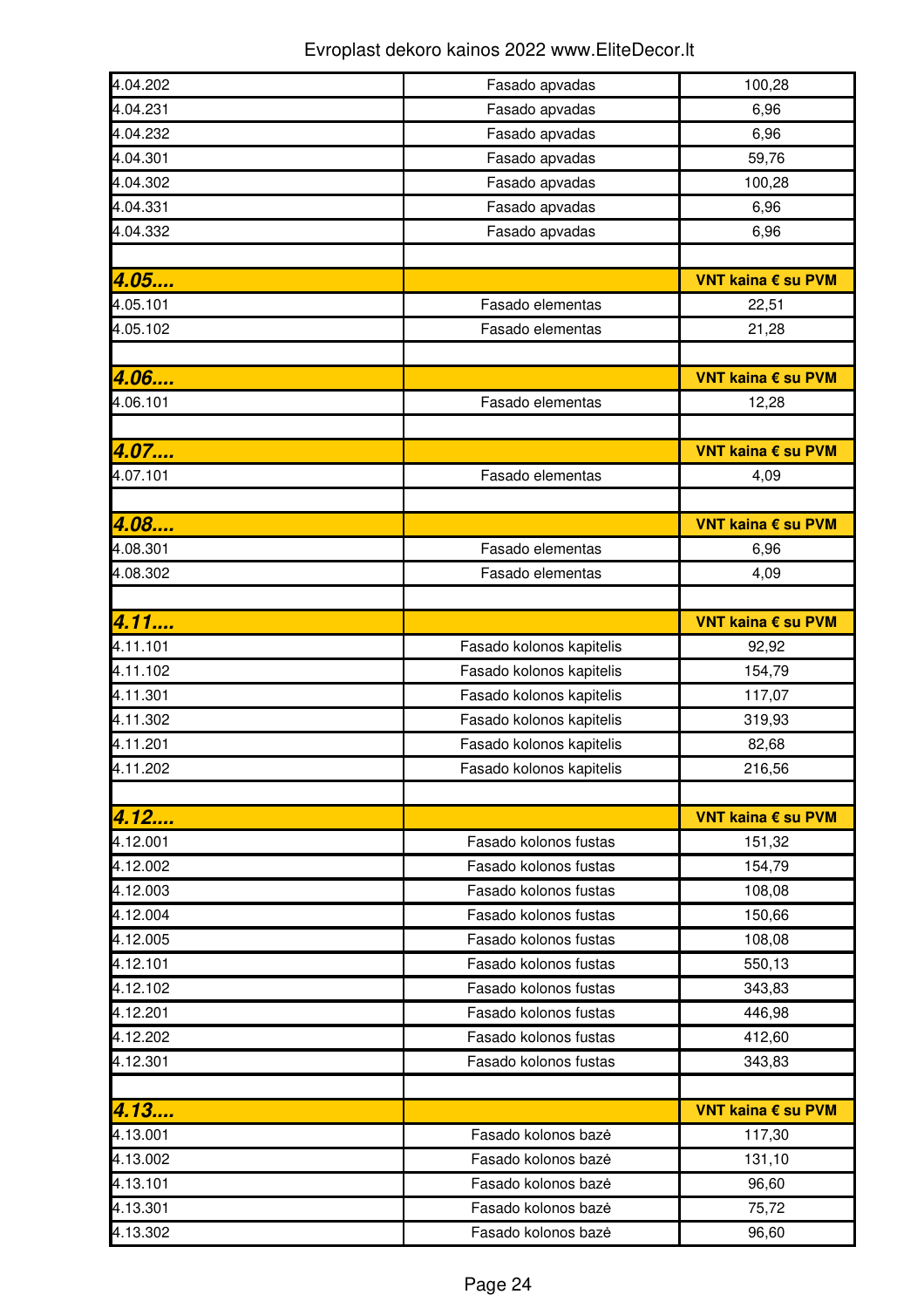Evroplast dekoro kainos 2022 www.EliteDecor.lt

| | | |
|---|---|---|
| 4.04.202 | Fasado apvadas | 100,28 |
| 4.04.231 | Fasado apvadas | 6,96 |
| 4.04.232 | Fasado apvadas | 6,96 |
| 4.04.301 | Fasado apvadas | 59,76 |
| 4.04.302 | Fasado apvadas | 100,28 |
| 4.04.331 | Fasado apvadas | 6,96 |
| 4.04.332 | Fasado apvadas | 6,96 |
| | | |
| ***4.05....*** | | **VNT kaina € su PVM** |
| 4.05.101 | Fasado elementas | 22,51 |
| 4.05.102 | Fasado elementas | 21,28 |
| | | |
| ***4.06....*** | | **VNT kaina € su PVM** |
| 4.06.101 | Fasado elementas | 12,28 |
| | | |
| ***4.07....*** | | **VNT kaina € su PVM** |
| 4.07.101 | Fasado elementas | 4,09 |
| | | |
| ***4.08....*** | | **VNT kaina € su PVM** |
| 4.08.301 | Fasado elementas | 6,96 |
| 4.08.302 | Fasado elementas | 4,09 |
| | | |
| ***4.11....*** | | **VNT kaina € su PVM** |
| 4.11.101 | Fasado kolonos kapitelis | 92,92 |
| 4.11.102 | Fasado kolonos kapitelis | 154,79 |
| 4.11.301 | Fasado kolonos kapitelis | 117,07 |
| 4.11.302 | Fasado kolonos kapitelis | 319,93 |
| 4.11.201 | Fasado kolonos kapitelis | 82,68 |
| 4.11.202 | Fasado kolonos kapitelis | 216,56 |
| | | |
| ***4.12....*** | | **VNT kaina € su PVM** |
| 4.12.001 | Fasado kolonos fustas | 151,32 |
| 4.12.002 | Fasado kolonos fustas | 154,79 |
| 4.12.003 | Fasado kolonos fustas | 108,08 |
| 4.12.004 | Fasado kolonos fustas | 150,66 |
| 4.12.005 | Fasado kolonos fustas | 108,08 |
| 4.12.101 | Fasado kolonos fustas | 550,13 |
| 4.12.102 | Fasado kolonos fustas | 343,83 |
| 4.12.201 | Fasado kolonos fustas | 446,98 |
| 4.12.202 | Fasado kolonos fustas | 412,60 |
| 4.12.301 | Fasado kolonos fustas | 343,83 |
| | | |
| ***4.13....*** | | **VNT kaina € su PVM** |
| 4.13.001 | Fasado kolonos bazė | 117,30 |
| 4.13.002 | Fasado kolonos bazė | 131,10 |
| 4.13.101 | Fasado kolonos bazė | 96,60 |
| 4.13.301 | Fasado kolonos bazė | 75,72 |
| 4.13.302 | Fasado kolonos bazė | 96,60 |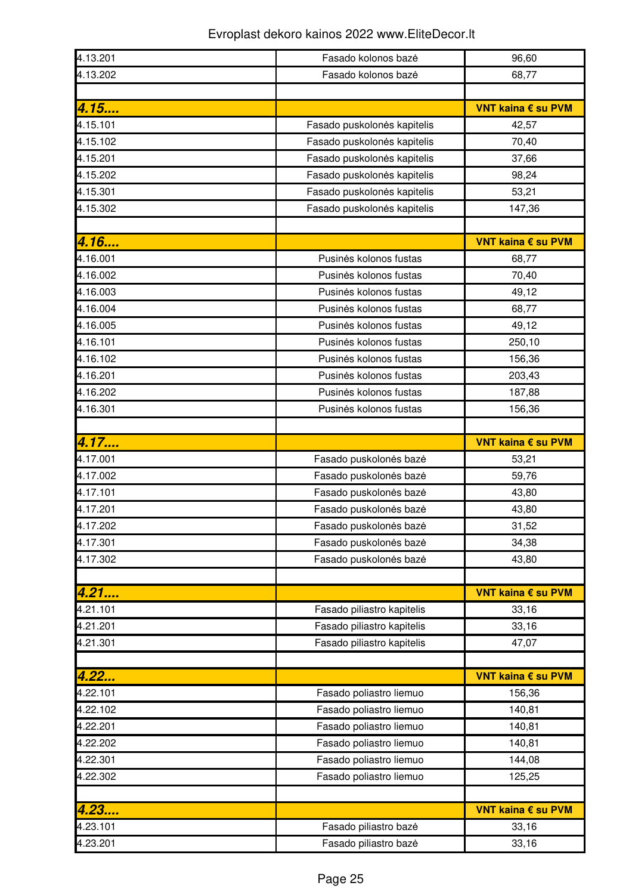| | | |
|---|---|---|
| 4.13.201 | Fasado kolonos bazė | 96,60 |
| 4.13.202 | Fasado kolonos bazė | 68,77 |
| | | |
| ***4.15....*** | | **VNT kaina € su PVM** |
| 4.15.101 | Fasado puskolonės kapitelis | 42,57 |
| 4.15.102 | Fasado puskolonės kapitelis | 70,40 |
| 4.15.201 | Fasado puskolonės kapitelis | 37,66 |
| 4.15.202 | Fasado puskolonės kapitelis | 98,24 |
| 4.15.301 | Fasado puskolonės kapitelis | 53,21 |
| 4.15.302 | Fasado puskolonės kapitelis | 147,36 |
| | | |
| ***4.16....*** | | **VNT kaina € su PVM** |
| 4.16.001 | Pusinės kolonos fustas | 68,77 |
| 4.16.002 | Pusinės kolonos fustas | 70,40 |
| 4.16.003 | Pusinės kolonos fustas | 49,12 |
| 4.16.004 | Pusinės kolonos fustas | 68,77 |
| 4.16.005 | Pusinės kolonos fustas | 49,12 |
| 4.16.101 | Pusinės kolonos fustas | 250,10 |
| 4.16.102 | Pusinės kolonos fustas | 156,36 |
| 4.16.201 | Pusinės kolonos fustas | 203,43 |
| 4.16.202 | Pusinės kolonos fustas | 187,88 |
| 4.16.301 | Pusinės kolonos fustas | 156,36 |
| | | |
| ***4.17....*** | | **VNT kaina € su PVM** |
| 4.17.001 | Fasado puskolonės bazė | 53,21 |
| 4.17.002 | Fasado puskolonės bazė | 59,76 |
| 4.17.101 | Fasado puskolonės bazė | 43,80 |
| 4.17.201 | Fasado puskolonės bazė | 43,80 |
| 4.17.202 | Fasado puskolonės bazė | 31,52 |
| 4.17.301 | Fasado puskolonės bazė | 34,38 |
| 4.17.302 | Fasado puskolonės bazė | 43,80 |
| | | |
| ***4.21....*** | | **VNT kaina € su PVM** |
| 4.21.101 | Fasado piliastro kapitelis | 33,16 |
| 4.21.201 | Fasado piliastro kapitelis | 33,16 |
| 4.21.301 | Fasado piliastro kapitelis | 47,07 |
| | | |
| ***4.22...*** | | **VNT kaina € su PVM** |
| 4.22.101 | Fasado poliastro liemuo | 156,36 |
| 4.22.102 | Fasado poliastro liemuo | 140,81 |
| 4.22.201 | Fasado poliastro liemuo | 140,81 |
| 4.22.202 | Fasado poliastro liemuo | 140,81 |
| 4.22.301 | Fasado poliastro liemuo | 144,08 |
| 4.22.302 | Fasado poliastro liemuo | 125,25 |
| | | |
| ***4.23....*** | | **VNT kaina € su PVM** |
| 4.23.101 | Fasado piliastro bazė | 33,16 |
| 4.23.201 | Fasado piliastro bazė | 33,16 |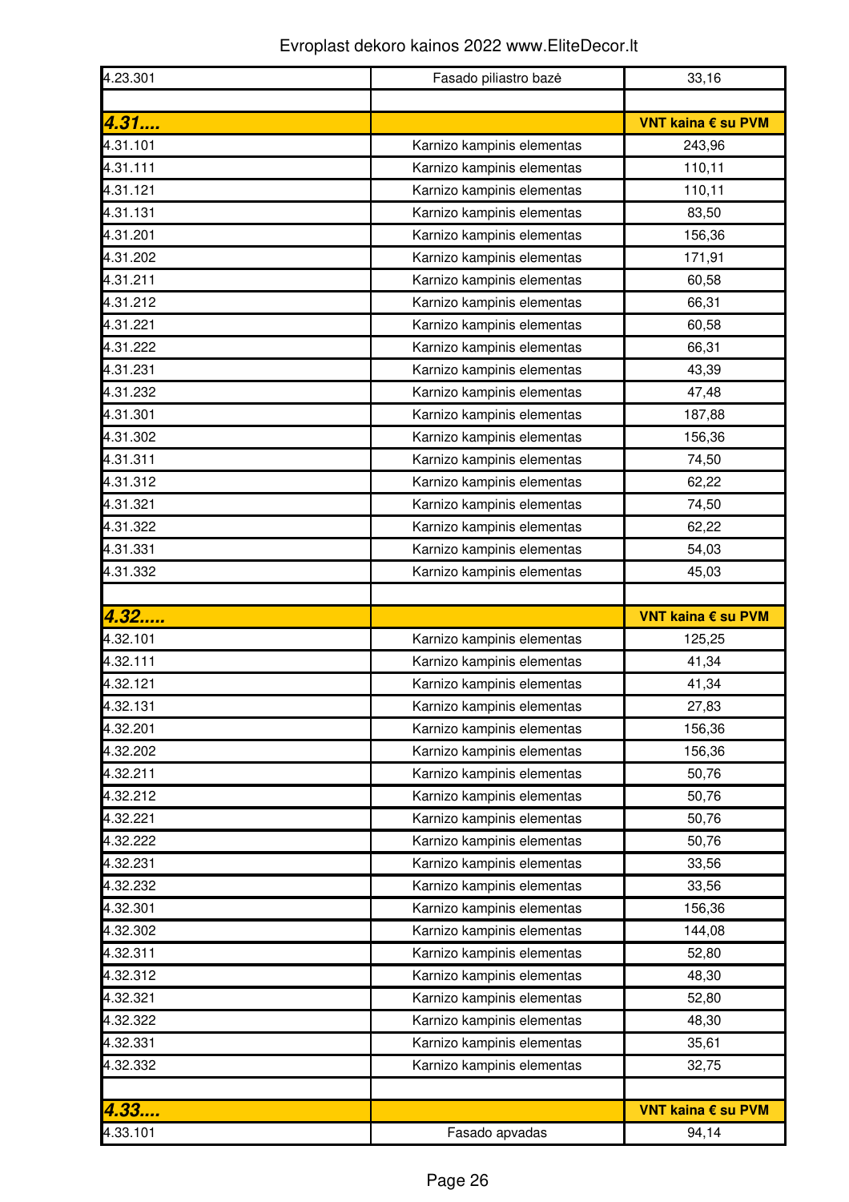| | | |
|---|---|---|
| 4.23.301 | Fasado piliastro bazė | 33,16 |
| | | |
| ***4.31....*** | | **VNT kaina € su PVM** |
| 4.31.101 | Karnizo kampinis elementas | 243,96 |
| 4.31.111 | Karnizo kampinis elementas | 110,11 |
| 4.31.121 | Karnizo kampinis elementas | 110,11 |
| 4.31.131 | Karnizo kampinis elementas | 83,50 |
| 4.31.201 | Karnizo kampinis elementas | 156,36 |
| 4.31.202 | Karnizo kampinis elementas | 171,91 |
| 4.31.211 | Karnizo kampinis elementas | 60,58 |
| 4.31.212 | Karnizo kampinis elementas | 66,31 |
| 4.31.221 | Karnizo kampinis elementas | 60,58 |
| 4.31.222 | Karnizo kampinis elementas | 66,31 |
| 4.31.231 | Karnizo kampinis elementas | 43,39 |
| 4.31.232 | Karnizo kampinis elementas | 47,48 |
| 4.31.301 | Karnizo kampinis elementas | 187,88 |
| 4.31.302 | Karnizo kampinis elementas | 156,36 |
| 4.31.311 | Karnizo kampinis elementas | 74,50 |
| 4.31.312 | Karnizo kampinis elementas | 62,22 |
| 4.31.321 | Karnizo kampinis elementas | 74,50 |
| 4.31.322 | Karnizo kampinis elementas | 62,22 |
| 4.31.331 | Karnizo kampinis elementas | 54,03 |
| 4.31.332 | Karnizo kampinis elementas | 45,03 |
| | | |
| ***4.32.....*** | | **VNT kaina € su PVM** |
| 4.32.101 | Karnizo kampinis elementas | 125,25 |
| 4.32.111 | Karnizo kampinis elementas | 41,34 |
| 4.32.121 | Karnizo kampinis elementas | 41,34 |
| 4.32.131 | Karnizo kampinis elementas | 27,83 |
| 4.32.201 | Karnizo kampinis elementas | 156,36 |
| 4.32.202 | Karnizo kampinis elementas | 156,36 |
| 4.32.211 | Karnizo kampinis elementas | 50,76 |
| 4.32.212 | Karnizo kampinis elementas | 50,76 |
| 4.32.221 | Karnizo kampinis elementas | 50,76 |
| 4.32.222 | Karnizo kampinis elementas | 50,76 |
| 4.32.231 | Karnizo kampinis elementas | 33,56 |
| 4.32.232 | Karnizo kampinis elementas | 33,56 |
| 4.32.301 | Karnizo kampinis elementas | 156,36 |
| 4.32.302 | Karnizo kampinis elementas | 144,08 |
| 4.32.311 | Karnizo kampinis elementas | 52,80 |
| 4.32.312 | Karnizo kampinis elementas | 48,30 |
| 4.32.321 | Karnizo kampinis elementas | 52,80 |
| 4.32.322 | Karnizo kampinis elementas | 48,30 |
| 4.32.331 | Karnizo kampinis elementas | 35,61 |
| 4.32.332 | Karnizo kampinis elementas | 32,75 |
| | | |
| ***4.33....*** | | **VNT kaina € su PVM** |
| 4.33.101 | Fasado apvadas | 94,14 |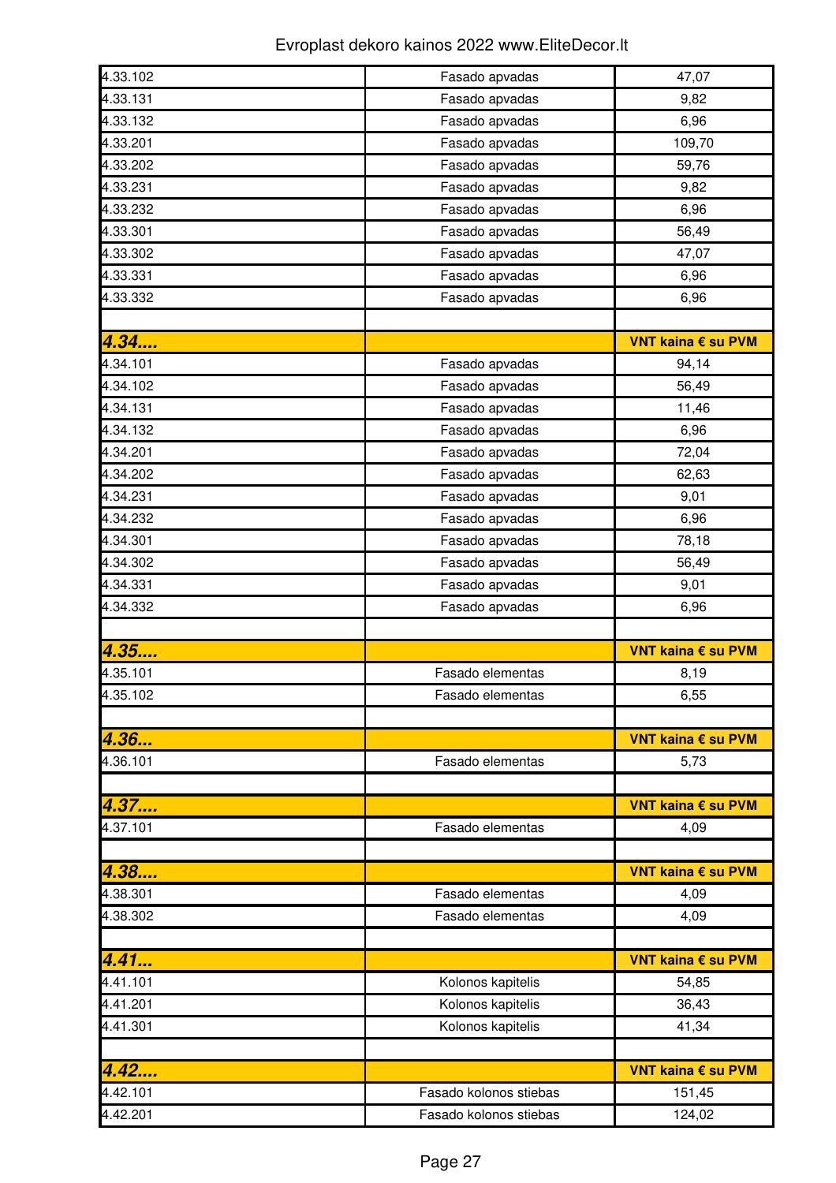| | | |
|---|---|---|
| 4.33.102 | Fasado apvadas | 47,07 |
| 4.33.131 | Fasado apvadas | 9,82 |
| 4.33.132 | Fasado apvadas | 6,96 |
| 4.33.201 | Fasado apvadas | 109,70 |
| 4.33.202 | Fasado apvadas | 59,76 |
| 4.33.231 | Fasado apvadas | 9,82 |
| 4.33.232 | Fasado apvadas | 6,96 |
| 4.33.301 | Fasado apvadas | 56,49 |
| 4.33.302 | Fasado apvadas | 47,07 |
| 4.33.331 | Fasado apvadas | 6,96 |
| 4.33.332 | Fasado apvadas | 6,96 |
| | | |
| ***4.34....*** | | **VNT kaina € su PVM** |
| 4.34.101 | Fasado apvadas | 94,14 |
| 4.34.102 | Fasado apvadas | 56,49 |
| 4.34.131 | Fasado apvadas | 11,46 |
| 4.34.132 | Fasado apvadas | 6,96 |
| 4.34.201 | Fasado apvadas | 72,04 |
| 4.34.202 | Fasado apvadas | 62,63 |
| 4.34.231 | Fasado apvadas | 9,01 |
| 4.34.232 | Fasado apvadas | 6,96 |
| 4.34.301 | Fasado apvadas | 78,18 |
| 4.34.302 | Fasado apvadas | 56,49 |
| 4.34.331 | Fasado apvadas | 9,01 |
| 4.34.332 | Fasado apvadas | 6,96 |
| | | |
| ***4.35....*** | | **VNT kaina € su PVM** |
| 4.35.101 | Fasado elementas | 8,19 |
| 4.35.102 | Fasado elementas | 6,55 |
| | | |
| ***4.36...*** | | **VNT kaina € su PVM** |
| 4.36.101 | Fasado elementas | 5,73 |
| | | |
| ***4.37....*** | | **VNT kaina € su PVM** |
| 4.37.101 | Fasado elementas | 4,09 |
| | | |
| ***4.38....*** | | **VNT kaina € su PVM** |
| 4.38.301 | Fasado elementas | 4,09 |
| 4.38.302 | Fasado elementas | 4,09 |
| | | |
| ***4.41...*** | | **VNT kaina € su PVM** |
| 4.41.101 | Kolonos kapitelis | 54,85 |
| 4.41.201 | Kolonos kapitelis | 36,43 |
| 4.41.301 | Kolonos kapitelis | 41,34 |
| | | |
| ***4.42....*** | | **VNT kaina € su PVM** |
| 4.42.101 | Fasado kolonos stiebas | 151,45 |
| 4.42.201 | Fasado kolonos stiebas | 124,02 |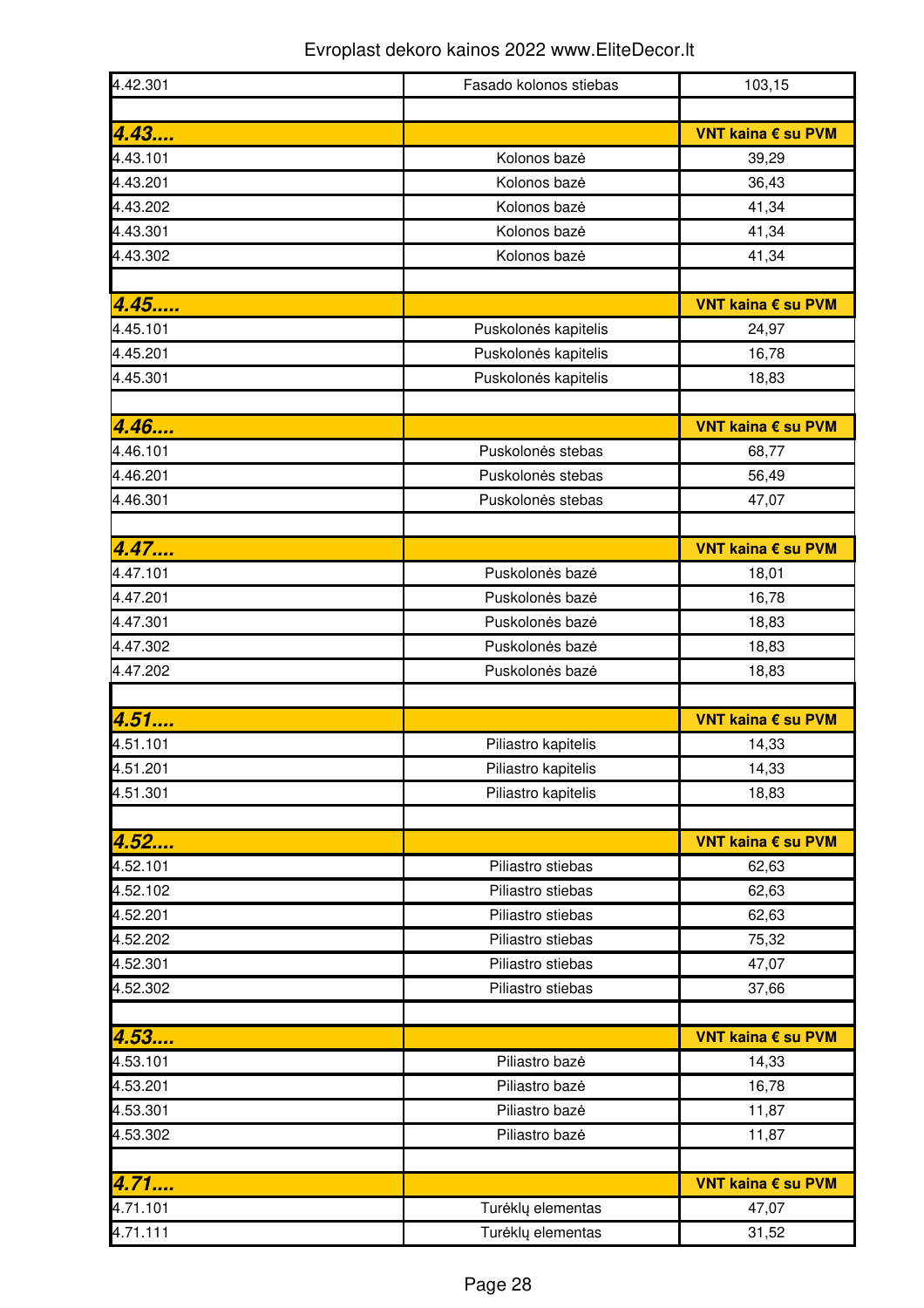Evroplast dekoro kainos 2022 www.EliteDecor.lt

| | | |
|---|---|---|
| 4.42.301 | Fasado kolonos stiebas | 103,15 |
| | | |
| **4.43....** | | **VNT kaina € su PVM** |
| 4.43.101 | Kolonos bazė | 39,29 |
| 4.43.201 | Kolonos bazė | 36,43 |
| 4.43.202 | Kolonos bazė | 41,34 |
| 4.43.301 | Kolonos bazė | 41,34 |
| 4.43.302 | Kolonos bazė | 41,34 |
| | | |
| **4.45.....** | | **VNT kaina € su PVM** |
| 4.45.101 | Puskolonės kapitelis | 24,97 |
| 4.45.201 | Puskolonės kapitelis | 16,78 |
| 4.45.301 | Puskolonės kapitelis | 18,83 |
| | | |
| **4.46....** | | **VNT kaina € su PVM** |
| 4.46.101 | Puskolonės stebas | 68,77 |
| 4.46.201 | Puskolonės stebas | 56,49 |
| 4.46.301 | Puskolonės stebas | 47,07 |
| | | |
| **4.47....** | | **VNT kaina € su PVM** |
| 4.47.101 | Puskolonės bazė | 18,01 |
| 4.47.201 | Puskolonės bazė | 16,78 |
| 4.47.301 | Puskolonės bazė | 18,83 |
| 4.47.302 | Puskolonės bazė | 18,83 |
| 4.47.202 | Puskolonės bazė | 18,83 |
| | | |
| **4.51....** | | **VNT kaina € su PVM** |
| 4.51.101 | Piliastro kapitelis | 14,33 |
| 4.51.201 | Piliastro kapitelis | 14,33 |
| 4.51.301 | Piliastro kapitelis | 18,83 |
| | | |
| **4.52....** | | **VNT kaina € su PVM** |
| 4.52.101 | Piliastro stiebas | 62,63 |
| 4.52.102 | Piliastro stiebas | 62,63 |
| 4.52.201 | Piliastro stiebas | 62,63 |
| 4.52.202 | Piliastro stiebas | 75,32 |
| 4.52.301 | Piliastro stiebas | 47,07 |
| 4.52.302 | Piliastro stiebas | 37,66 |
| | | |
| **4.53....** | | **VNT kaina € su PVM** |
| 4.53.101 | Piliastro bazė | 14,33 |
| 4.53.201 | Piliastro bazė | 16,78 |
| 4.53.301 | Piliastro bazė | 11,87 |
| 4.53.302 | Piliastro bazė | 11,87 |
| | | |
| **4.71....** | | **VNT kaina € su PVM** |
| 4.71.101 | Turėklų elementas | 47,07 |
| 4.71.111 | Turėklų elementas | 31,52 |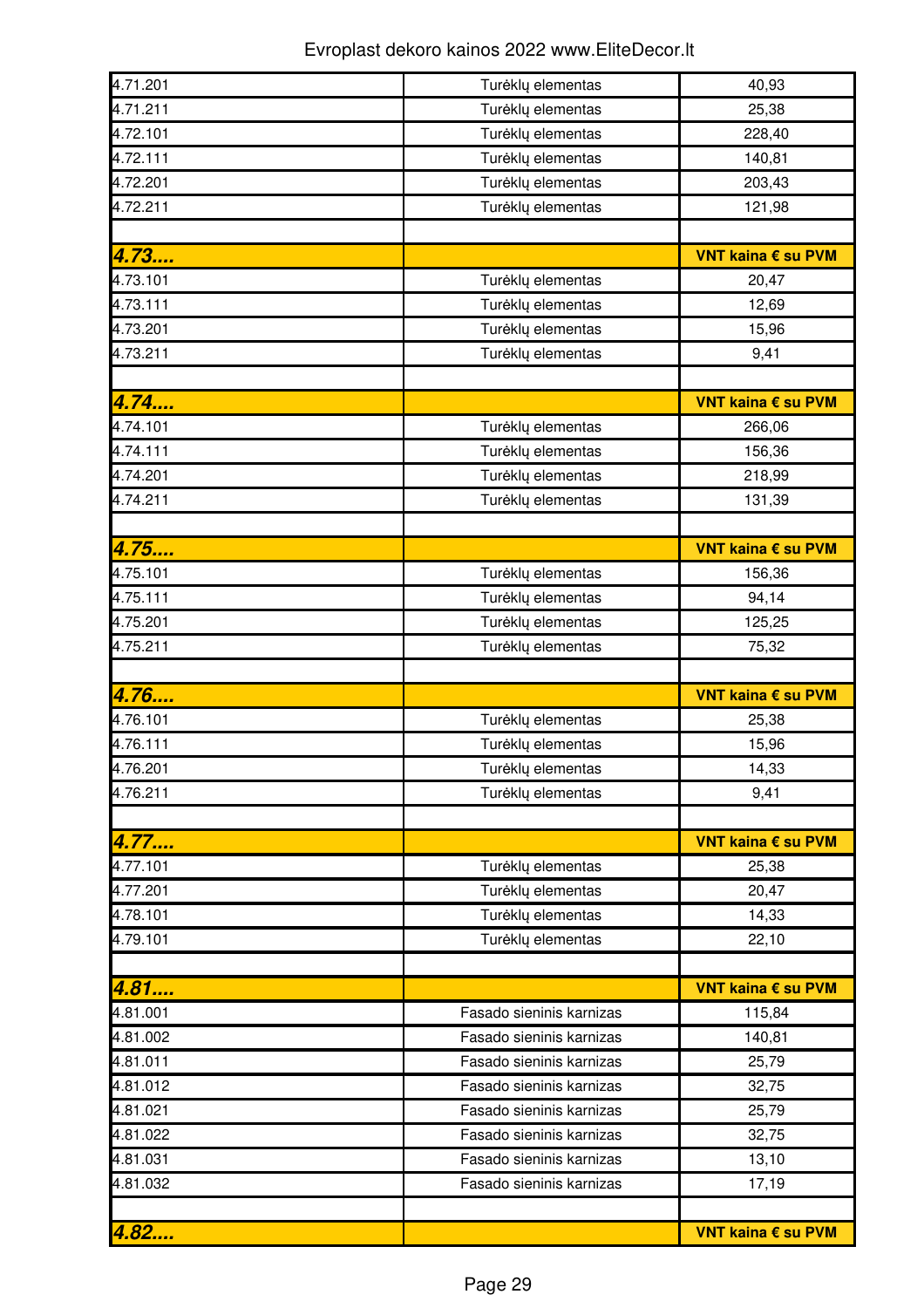Evroplast dekoro kainos 2022 www.EliteDecor.lt

| | | |
|---|---|---|
| 4.71.201 | Turėklų elementas | 40,93 |
| 4.71.211 | Turėklų elementas | 25,38 |
| 4.72.101 | Turėklų elementas | 228,40 |
| 4.72.111 | Turėklų elementas | 140,81 |
| 4.72.201 | Turėklų elementas | 203,43 |
| 4.72.211 | Turėklų elementas | 121,98 |
| | | |
| ***4.73....*** | | **VNT kaina € su PVM** |
| 4.73.101 | Turėklų elementas | 20,47 |
| 4.73.111 | Turėklų elementas | 12,69 |
| 4.73.201 | Turėklų elementas | 15,96 |
| 4.73.211 | Turėklų elementas | 9,41 |
| | | |
| ***4.74....*** | | **VNT kaina € su PVM** |
| 4.74.101 | Turėklų elementas | 266,06 |
| 4.74.111 | Turėklų elementas | 156,36 |
| 4.74.201 | Turėklų elementas | 218,99 |
| 4.74.211 | Turėklų elementas | 131,39 |
| | | |
| ***4.75....*** | | **VNT kaina € su PVM** |
| 4.75.101 | Turėklų elementas | 156,36 |
| 4.75.111 | Turėklų elementas | 94,14 |
| 4.75.201 | Turėklų elementas | 125,25 |
| 4.75.211 | Turėklų elementas | 75,32 |
| | | |
| ***4.76....*** | | **VNT kaina € su PVM** |
| 4.76.101 | Turėklų elementas | 25,38 |
| 4.76.111 | Turėklų elementas | 15,96 |
| 4.76.201 | Turėklų elementas | 14,33 |
| 4.76.211 | Turėklų elementas | 9,41 |
| | | |
| ***4.77....*** | | **VNT kaina € su PVM** |
| 4.77.101 | Turėklų elementas | 25,38 |
| 4.77.201 | Turėklų elementas | 20,47 |
| 4.78.101 | Turėklų elementas | 14,33 |
| 4.79.101 | Turėklų elementas | 22,10 |
| | | |
| ***4.81....*** | | **VNT kaina € su PVM** |
| 4.81.001 | Fasado sieninis karnizas | 115,84 |
| 4.81.002 | Fasado sieninis karnizas | 140,81 |
| 4.81.011 | Fasado sieninis karnizas | 25,79 |
| 4.81.012 | Fasado sieninis karnizas | 32,75 |
| 4.81.021 | Fasado sieninis karnizas | 25,79 |
| 4.81.022 | Fasado sieninis karnizas | 32,75 |
| 4.81.031 | Fasado sieninis karnizas | 13,10 |
| 4.81.032 | Fasado sieninis karnizas | 17,19 |
| | | |
| ***4.82....*** | | **VNT kaina € su PVM** |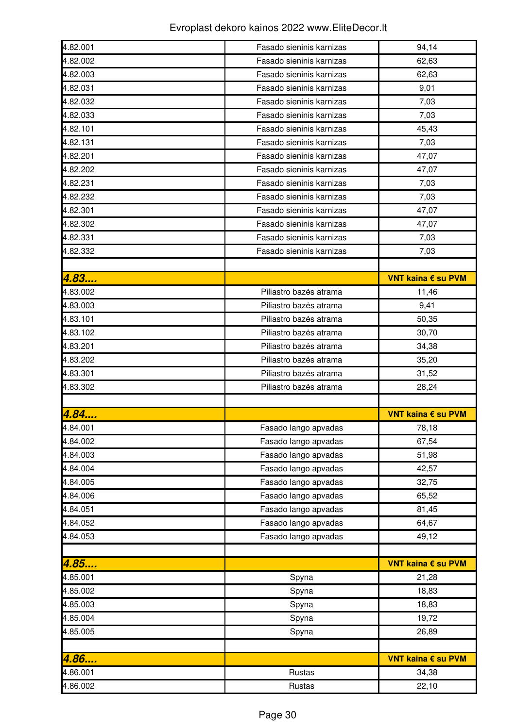Evroplast dekoro kainos 2022 www.EliteDecor.lt

| | | |
|---|---|---|
| 4.82.001 | Fasado sieninis karnizas | 94,14 |
| 4.82.002 | Fasado sieninis karnizas | 62,63 |
| 4.82.003 | Fasado sieninis karnizas | 62,63 |
| 4.82.031 | Fasado sieninis karnizas | 9,01 |
| 4.82.032 | Fasado sieninis karnizas | 7,03 |
| 4.82.033 | Fasado sieninis karnizas | 7,03 |
| 4.82.101 | Fasado sieninis karnizas | 45,43 |
| 4.82.131 | Fasado sieninis karnizas | 7,03 |
| 4.82.201 | Fasado sieninis karnizas | 47,07 |
| 4.82.202 | Fasado sieninis karnizas | 47,07 |
| 4.82.231 | Fasado sieninis karnizas | 7,03 |
| 4.82.232 | Fasado sieninis karnizas | 7,03 |
| 4.82.301 | Fasado sieninis karnizas | 47,07 |
| 4.82.302 | Fasado sieninis karnizas | 47,07 |
| 4.82.331 | Fasado sieninis karnizas | 7,03 |
| 4.82.332 | Fasado sieninis karnizas | 7,03 |
| | | |
| ***4.83....*** | | **VNT kaina € su PVM** |
| 4.83.002 | Piliastro bazės atrama | 11,46 |
| 4.83.003 | Piliastro bazės atrama | 9,41 |
| 4.83.101 | Piliastro bazės atrama | 50,35 |
| 4.83.102 | Piliastro bazės atrama | 30,70 |
| 4.83.201 | Piliastro bazės atrama | 34,38 |
| 4.83.202 | Piliastro bazės atrama | 35,20 |
| 4.83.301 | Piliastro bazės atrama | 31,52 |
| 4.83.302 | Piliastro bazės atrama | 28,24 |
| | | |
| ***4.84....*** | | **VNT kaina € su PVM** |
| 4.84.001 | Fasado lango apvadas | 78,18 |
| 4.84.002 | Fasado lango apvadas | 67,54 |
| 4.84.003 | Fasado lango apvadas | 51,98 |
| 4.84.004 | Fasado lango apvadas | 42,57 |
| 4.84.005 | Fasado lango apvadas | 32,75 |
| 4.84.006 | Fasado lango apvadas | 65,52 |
| 4.84.051 | Fasado lango apvadas | 81,45 |
| 4.84.052 | Fasado lango apvadas | 64,67 |
| 4.84.053 | Fasado lango apvadas | 49,12 |
| | | |
| ***4.85....*** | | **VNT kaina € su PVM** |
| 4.85.001 | Spyna | 21,28 |
| 4.85.002 | Spyna | 18,83 |
| 4.85.003 | Spyna | 18,83 |
| 4.85.004 | Spyna | 19,72 |
| 4.85.005 | Spyna | 26,89 |
| | | |
| ***4.86....*** | | **VNT kaina € su PVM** |
| 4.86.001 | Rustas | 34,38 |
| 4.86.002 | Rustas | 22,10 |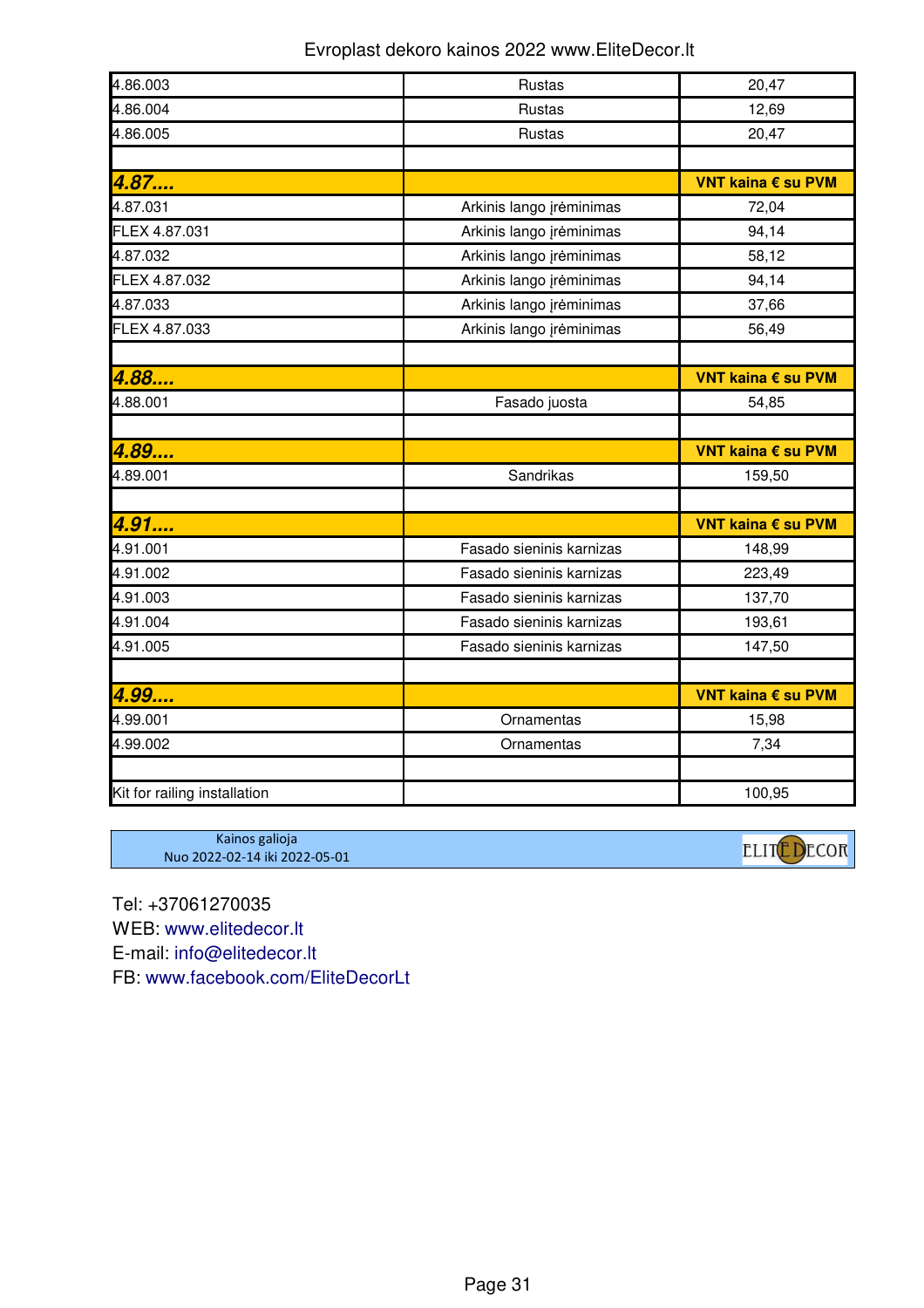| | | |
|---|---|---|
| 4.86.003 | Rustas | 20,47 |
| 4.86.004 | Rustas | 12,69 |
| 4.86.005 | Rustas | 20,47 |
| | | |
| ***4.87....*** | | **VNT kaina € su PVM** |
| 4.87.031 | Arkinis lango įrėminimas | 72,04 |
| FLEX 4.87.031 | Arkinis lango įrėminimas | 94,14 |
| 4.87.032 | Arkinis lango įrėminimas | 58,12 |
| FLEX 4.87.032 | Arkinis lango įrėminimas | 94,14 |
| 4.87.033 | Arkinis lango įrėminimas | 37,66 |
| FLEX 4.87.033 | Arkinis lango įrėminimas | 56,49 |
| | | |
| ***4.88....*** | | **VNT kaina € su PVM** |
| 4.88.001 | Fasado juosta | 54,85 |
| | | |
| ***4.89....*** | | **VNT kaina € su PVM** |
| 4.89.001 | Sandrikas | 159,50 |
| | | |
| ***4.91....*** | | **VNT kaina € su PVM** |
| 4.91.001 | Fasado sieninis karnizas | 148,99 |
| 4.91.002 | Fasado sieninis karnizas | 223,49 |
| 4.91.003 | Fasado sieninis karnizas | 137,70 |
| 4.91.004 | Fasado sieninis karnizas | 193,61 |
| 4.91.005 | Fasado sieninis karnizas | 147,50 |
| | | |
| ***4.99....*** | | **VNT kaina € su PVM** |
| 4.99.001 | Ornamentas | 15,98 |
| 4.99.002 | Ornamentas | 7,34 |
| | | |
| Kit for railing installation | | 100,95 |

Kainos galioja
Nuo 2022-02-14 iki 2022-05-01

ELITEDECOR

Tel: +37061270035
WEB: www.elitedecor.lt
E-mail: info@elitedecor.lt
FB: www.facebook.com/EliteDecorLt